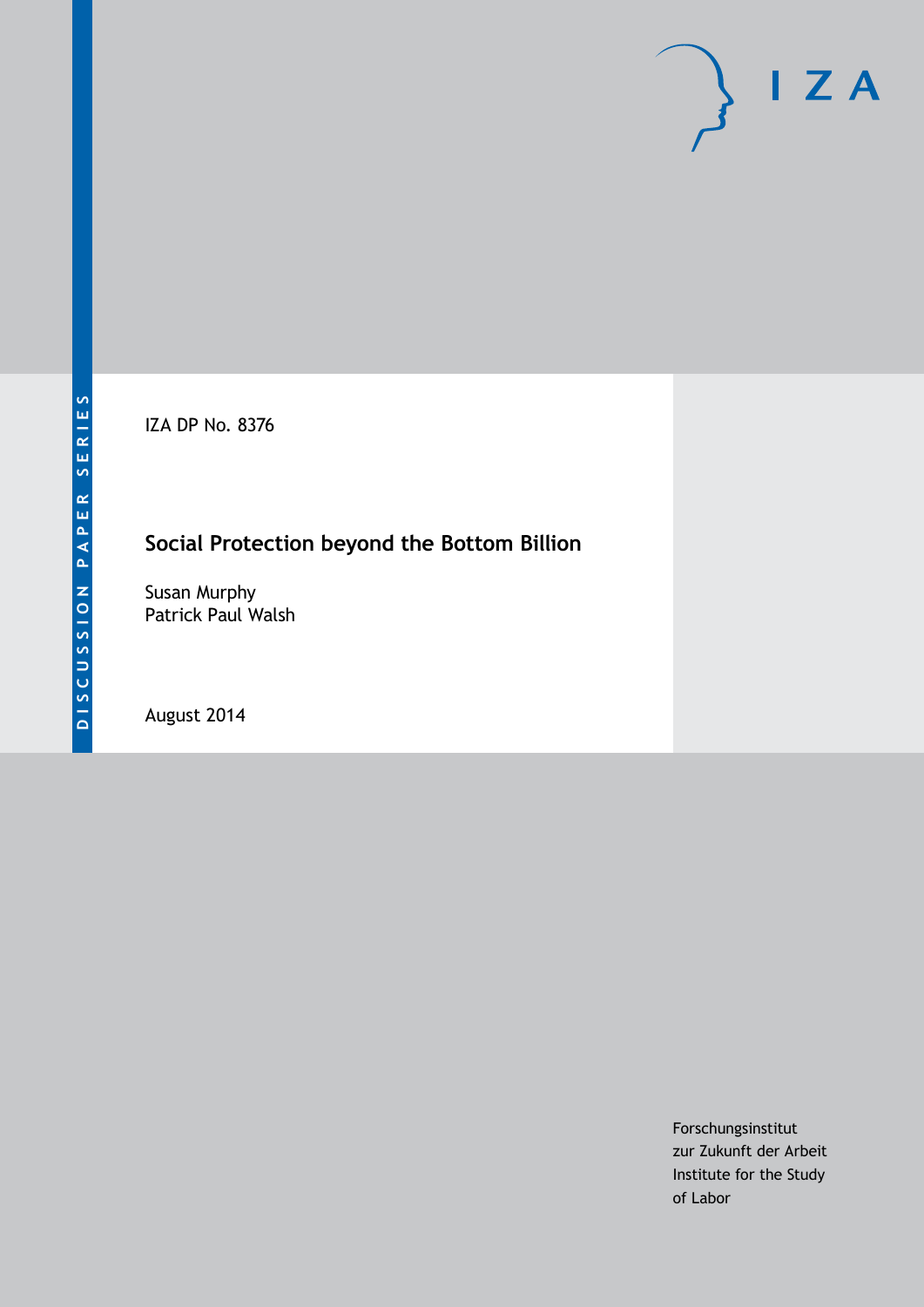DISCUSSION PAPER SERIES

IZA DP No. 8376

# Social Protection beyond the Bottom Billion

Susan Murphy
Patrick Paul Walsh

August 2014

Forschungsinstitut
zur Zukunft der Arbeit
Institute for the Study
of Labor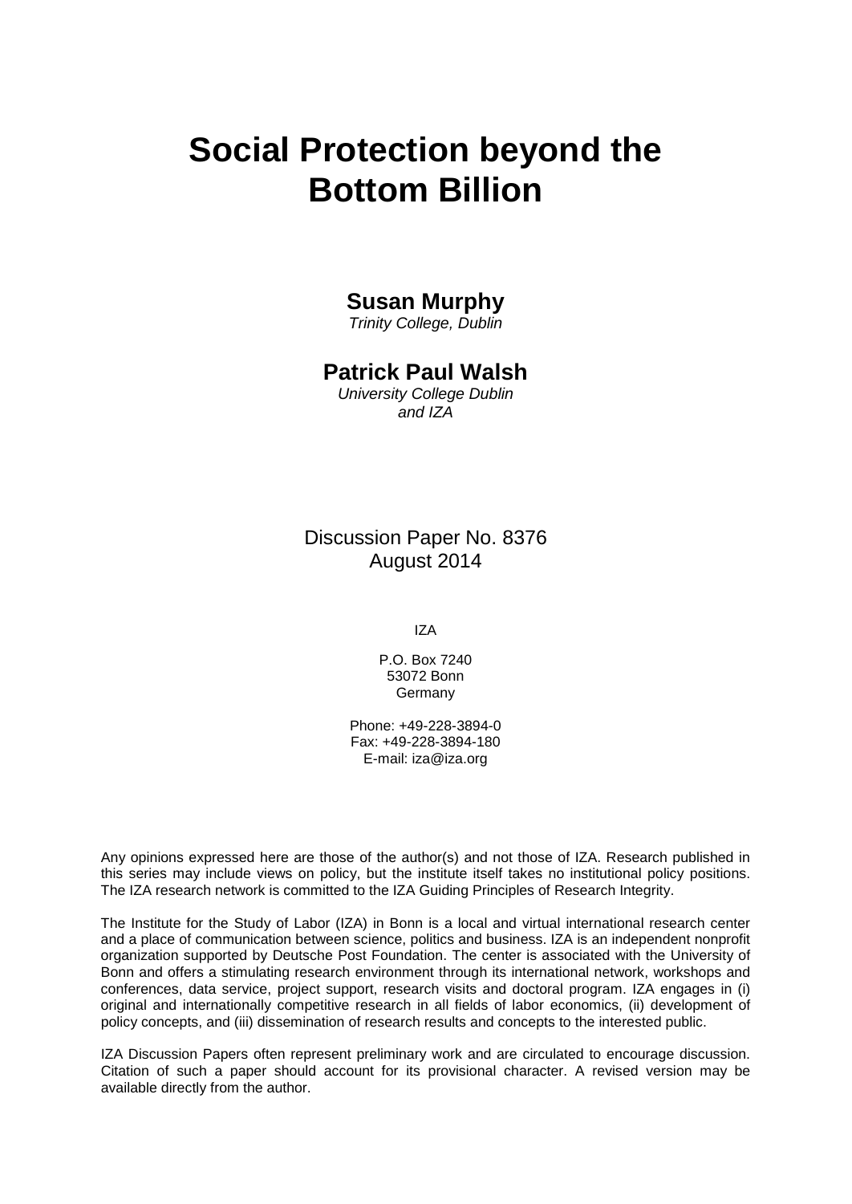# Social Protection beyond the Bottom Billion

**Susan Murphy**
*Trinity College, Dublin*

**Patrick Paul Walsh**
*University College Dublin and IZA*

Discussion Paper No. 8376
August 2014

IZA

P.O. Box 7240
53072 Bonn
Germany

Phone: +49-228-3894-0
Fax: +49-228-3894-180
E-mail: iza@iza.org

Any opinions expressed here are those of the author(s) and not those of IZA. Research published in this series may include views on policy, but the institute itself takes no institutional policy positions. The IZA research network is committed to the IZA Guiding Principles of Research Integrity.

The Institute for the Study of Labor (IZA) in Bonn is a local and virtual international research center and a place of communication between science, politics and business. IZA is an independent nonprofit organization supported by Deutsche Post Foundation. The center is associated with the University of Bonn and offers a stimulating research environment through its international network, workshops and conferences, data service, project support, research visits and doctoral program. IZA engages in (i) original and internationally competitive research in all fields of labor economics, (ii) development of policy concepts, and (iii) dissemination of research results and concepts to the interested public.

IZA Discussion Papers often represent preliminary work and are circulated to encourage discussion. Citation of such a paper should account for its provisional character. A revised version may be available directly from the author.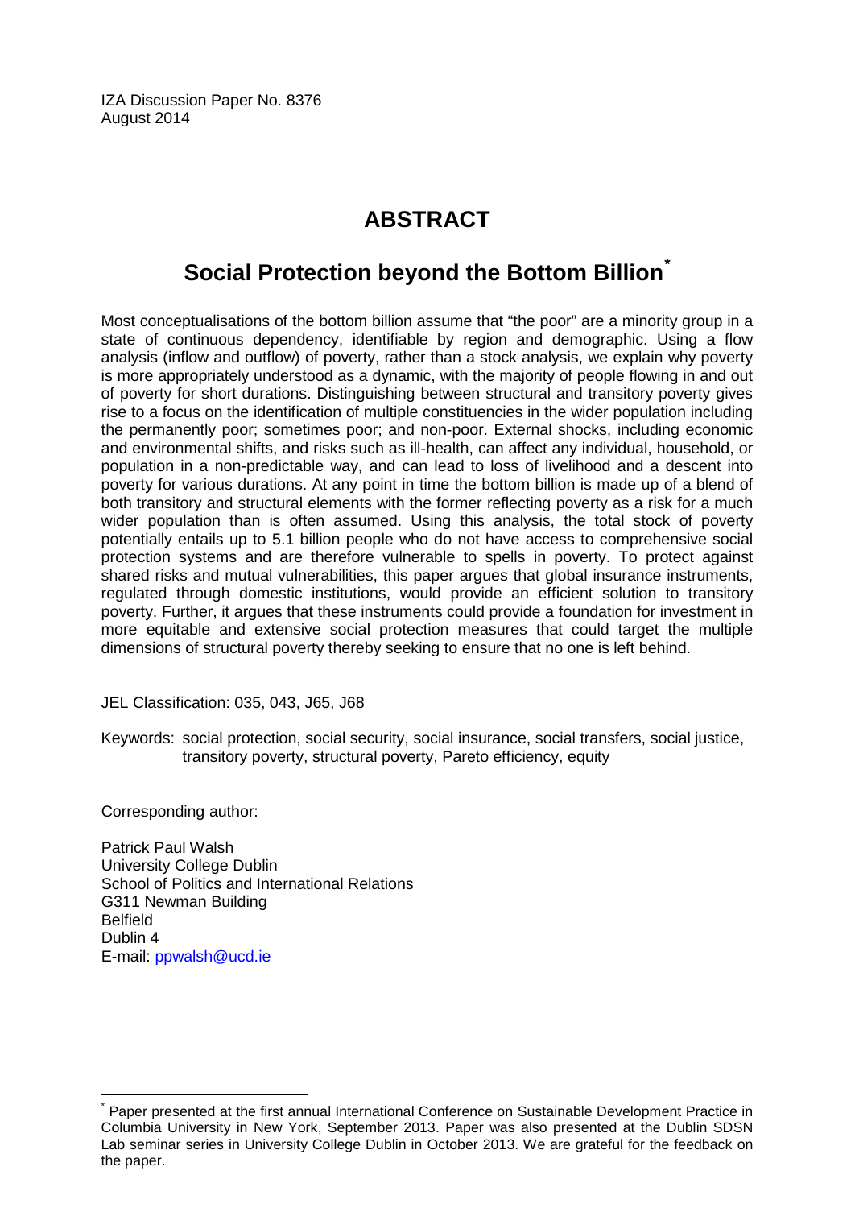IZA Discussion Paper No. 8376
August 2014

# ABSTRACT

## Social Protection beyond the Bottom Billion[*]

Most conceptualisations of the bottom billion assume that "the poor" are a minority group in a state of continuous dependency, identifiable by region and demographic. Using a flow analysis (inflow and outflow) of poverty, rather than a stock analysis, we explain why poverty is more appropriately understood as a dynamic, with the majority of people flowing in and out of poverty for short durations. Distinguishing between structural and transitory poverty gives rise to a focus on the identification of multiple constituencies in the wider population including the permanently poor; sometimes poor; and non-poor. External shocks, including economic and environmental shifts, and risks such as ill-health, can affect any individual, household, or population in a non-predictable way, and can lead to loss of livelihood and a descent into poverty for various durations. At any point in time the bottom billion is made up of a blend of both transitory and structural elements with the former reflecting poverty as a risk for a much wider population than is often assumed. Using this analysis, the total stock of poverty potentially entails up to 5.1 billion people who do not have access to comprehensive social protection systems and are therefore vulnerable to spells in poverty. To protect against shared risks and mutual vulnerabilities, this paper argues that global insurance instruments, regulated through domestic institutions, would provide an efficient solution to transitory poverty. Further, it argues that these instruments could provide a foundation for investment in more equitable and extensive social protection measures that could target the multiple dimensions of structural poverty thereby seeking to ensure that no one is left behind.

JEL Classification: 035, 043, J65, J68

Keywords: social protection, social security, social insurance, social transfers, social justice, transitory poverty, structural poverty, Pareto efficiency, equity

Corresponding author:

Patrick Paul Walsh
University College Dublin
School of Politics and International Relations
G311 Newman Building
Belfield
Dublin 4
E-mail: ppwalsh@ucd.ie

[*] Paper presented at the first annual International Conference on Sustainable Development Practice in Columbia University in New York, September 2013. Paper was also presented at the Dublin SDSN Lab seminar series in University College Dublin in October 2013. We are grateful for the feedback on the paper.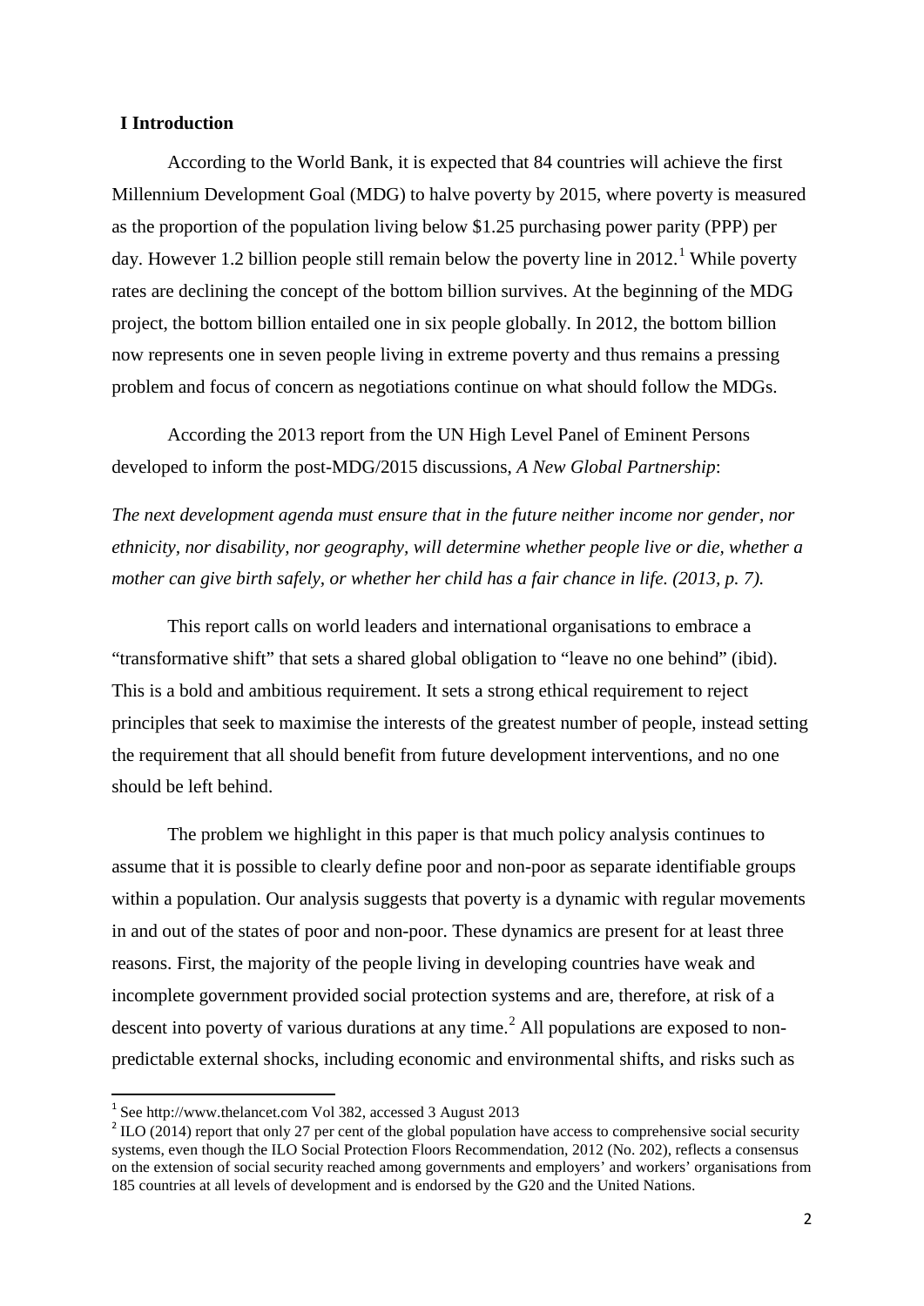## I Introduction

According to the World Bank, it is expected that 84 countries will achieve the first Millennium Development Goal (MDG) to halve poverty by 2015, where poverty is measured as the proportion of the population living below \$1.25 purchasing power parity (PPP) per day. However 1.2 billion people still remain below the poverty line in 2012.[1] While poverty rates are declining the concept of the bottom billion survives. At the beginning of the MDG project, the bottom billion entailed one in six people globally. In 2012, the bottom billion now represents one in seven people living in extreme poverty and thus remains a pressing problem and focus of concern as negotiations continue on what should follow the MDGs.

According the 2013 report from the UN High Level Panel of Eminent Persons developed to inform the post-MDG/2015 discussions, *A New Global Partnership*:

*The next development agenda must ensure that in the future neither income nor gender, nor ethnicity, nor disability, nor geography, will determine whether people live or die, whether a mother can give birth safely, or whether her child has a fair chance in life. (2013, p. 7).*

This report calls on world leaders and international organisations to embrace a "transformative shift" that sets a shared global obligation to "leave no one behind" (ibid). This is a bold and ambitious requirement. It sets a strong ethical requirement to reject principles that seek to maximise the interests of the greatest number of people, instead setting the requirement that all should benefit from future development interventions, and no one should be left behind.

The problem we highlight in this paper is that much policy analysis continues to assume that it is possible to clearly define poor and non-poor as separate identifiable groups within a population. Our analysis suggests that poverty is a dynamic with regular movements in and out of the states of poor and non-poor. These dynamics are present for at least three reasons. First, the majority of the people living in developing countries have weak and incomplete government provided social protection systems and are, therefore, at risk of a descent into poverty of various durations at any time.[2] All populations are exposed to non-predictable external shocks, including economic and environmental shifts, and risks such as

---

[1] See http://www.thelancet.com Vol 382, accessed 3 August 2013

[2] ILO (2014) report that only 27 per cent of the global population have access to comprehensive social security systems, even though the ILO Social Protection Floors Recommendation, 2012 (No. 202), reflects a consensus on the extension of social security reached among governments and employers' and workers' organisations from 185 countries at all levels of development and is endorsed by the G20 and the United Nations.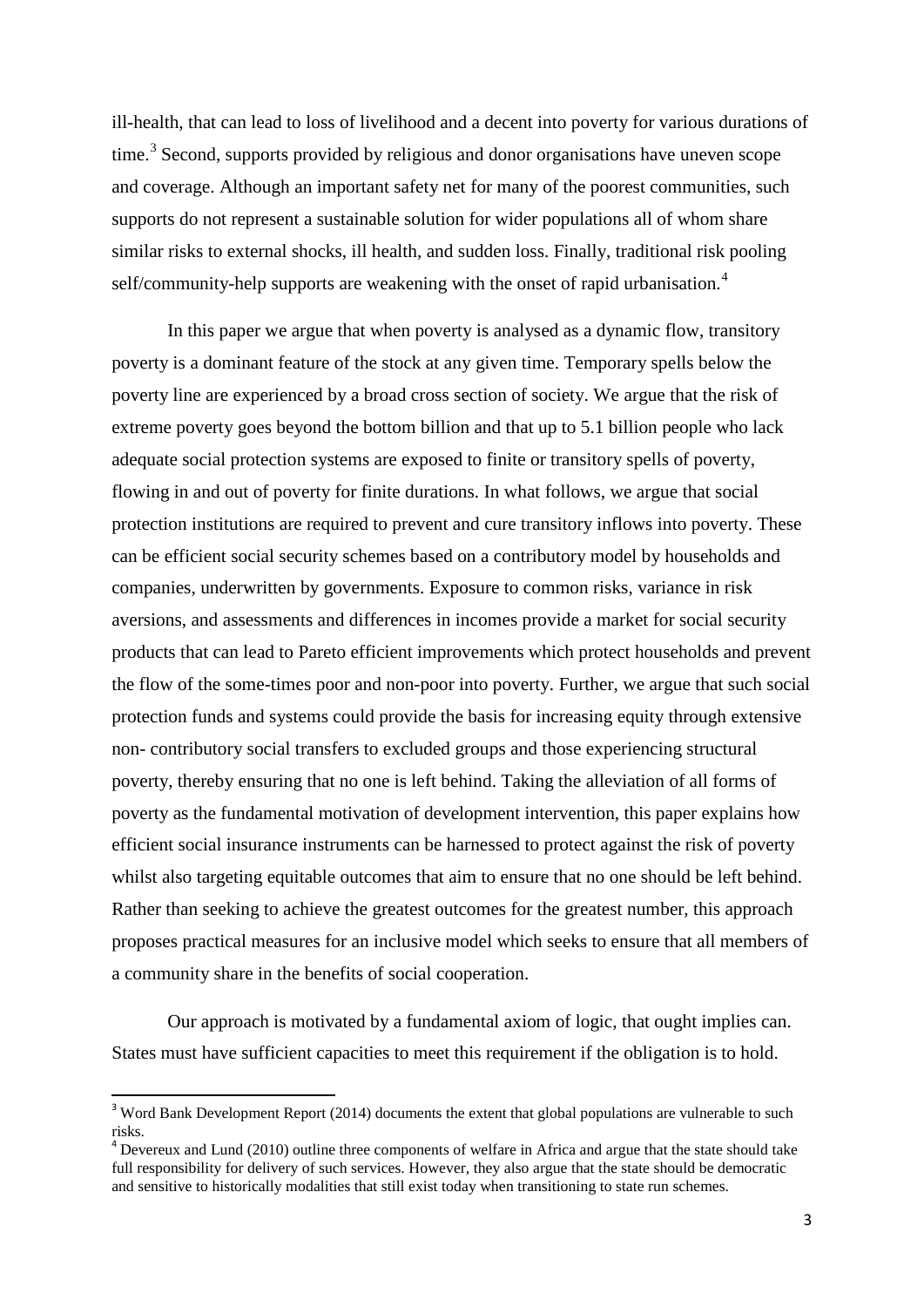ill-health, that can lead to loss of livelihood and a decent into poverty for various durations of time.[3] Second, supports provided by religious and donor organisations have uneven scope and coverage. Although an important safety net for many of the poorest communities, such supports do not represent a sustainable solution for wider populations all of whom share similar risks to external shocks, ill health, and sudden loss. Finally, traditional risk pooling self/community-help supports are weakening with the onset of rapid urbanisation.[4]

In this paper we argue that when poverty is analysed as a dynamic flow, transitory poverty is a dominant feature of the stock at any given time. Temporary spells below the poverty line are experienced by a broad cross section of society. We argue that the risk of extreme poverty goes beyond the bottom billion and that up to 5.1 billion people who lack adequate social protection systems are exposed to finite or transitory spells of poverty, flowing in and out of poverty for finite durations. In what follows, we argue that social protection institutions are required to prevent and cure transitory inflows into poverty. These can be efficient social security schemes based on a contributory model by households and companies, underwritten by governments. Exposure to common risks, variance in risk aversions, and assessments and differences in incomes provide a market for social security products that can lead to Pareto efficient improvements which protect households and prevent the flow of the some-times poor and non-poor into poverty. Further, we argue that such social protection funds and systems could provide the basis for increasing equity through extensive non- contributory social transfers to excluded groups and those experiencing structural poverty, thereby ensuring that no one is left behind. Taking the alleviation of all forms of poverty as the fundamental motivation of development intervention, this paper explains how efficient social insurance instruments can be harnessed to protect against the risk of poverty whilst also targeting equitable outcomes that aim to ensure that no one should be left behind. Rather than seeking to achieve the greatest outcomes for the greatest number, this approach proposes practical measures for an inclusive model which seeks to ensure that all members of a community share in the benefits of social cooperation.

Our approach is motivated by a fundamental axiom of logic, that ought implies can. States must have sufficient capacities to meet this requirement if the obligation is to hold.

---

[3] Word Bank Development Report (2014) documents the extent that global populations are vulnerable to such risks.

[4] Devereux and Lund (2010) outline three components of welfare in Africa and argue that the state should take full responsibility for delivery of such services. However, they also argue that the state should be democratic and sensitive to historically modalities that still exist today when transitioning to state run schemes.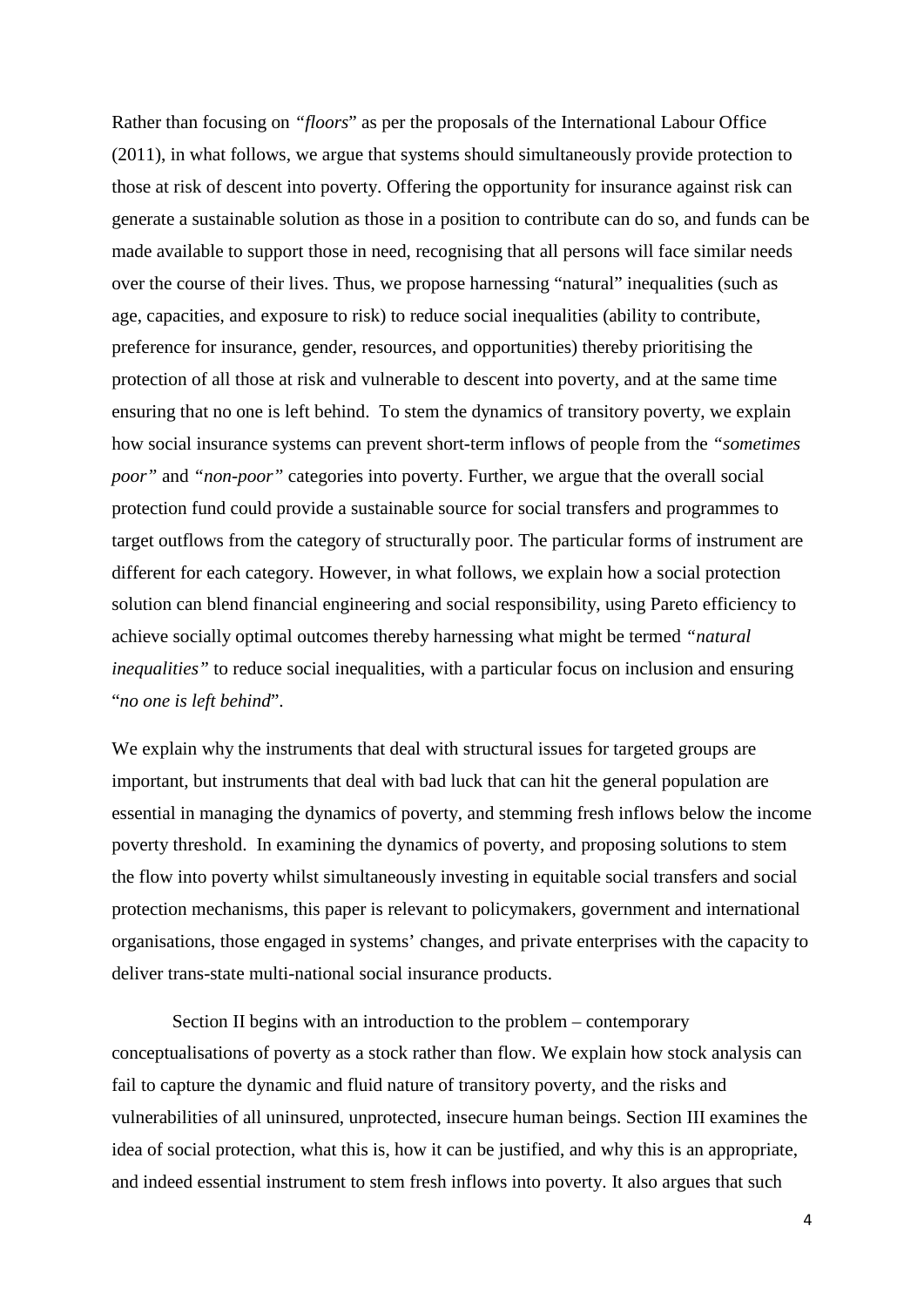Rather than focusing on *"floors*" as per the proposals of the International Labour Office (2011), in what follows, we argue that systems should simultaneously provide protection to those at risk of descent into poverty. Offering the opportunity for insurance against risk can generate a sustainable solution as those in a position to contribute can do so, and funds can be made available to support those in need, recognising that all persons will face similar needs over the course of their lives. Thus, we propose harnessing "natural" inequalities (such as age, capacities, and exposure to risk) to reduce social inequalities (ability to contribute, preference for insurance, gender, resources, and opportunities) thereby prioritising the protection of all those at risk and vulnerable to descent into poverty, and at the same time ensuring that no one is left behind. To stem the dynamics of transitory poverty, we explain how social insurance systems can prevent short-term inflows of people from the *"sometimes poor"* and *"non-poor"* categories into poverty. Further, we argue that the overall social protection fund could provide a sustainable source for social transfers and programmes to target outflows from the category of structurally poor. The particular forms of instrument are different for each category. However, in what follows, we explain how a social protection solution can blend financial engineering and social responsibility, using Pareto efficiency to achieve socially optimal outcomes thereby harnessing what might be termed *"natural inequalities"* to reduce social inequalities, with a particular focus on inclusion and ensuring "*no one is left behind*".

We explain why the instruments that deal with structural issues for targeted groups are important, but instruments that deal with bad luck that can hit the general population are essential in managing the dynamics of poverty, and stemming fresh inflows below the income poverty threshold. In examining the dynamics of poverty, and proposing solutions to stem the flow into poverty whilst simultaneously investing in equitable social transfers and social protection mechanisms, this paper is relevant to policymakers, government and international organisations, those engaged in systems' changes, and private enterprises with the capacity to deliver trans-state multi-national social insurance products.

Section II begins with an introduction to the problem – contemporary conceptualisations of poverty as a stock rather than flow. We explain how stock analysis can fail to capture the dynamic and fluid nature of transitory poverty, and the risks and vulnerabilities of all uninsured, unprotected, insecure human beings. Section III examines the idea of social protection, what this is, how it can be justified, and why this is an appropriate, and indeed essential instrument to stem fresh inflows into poverty. It also argues that such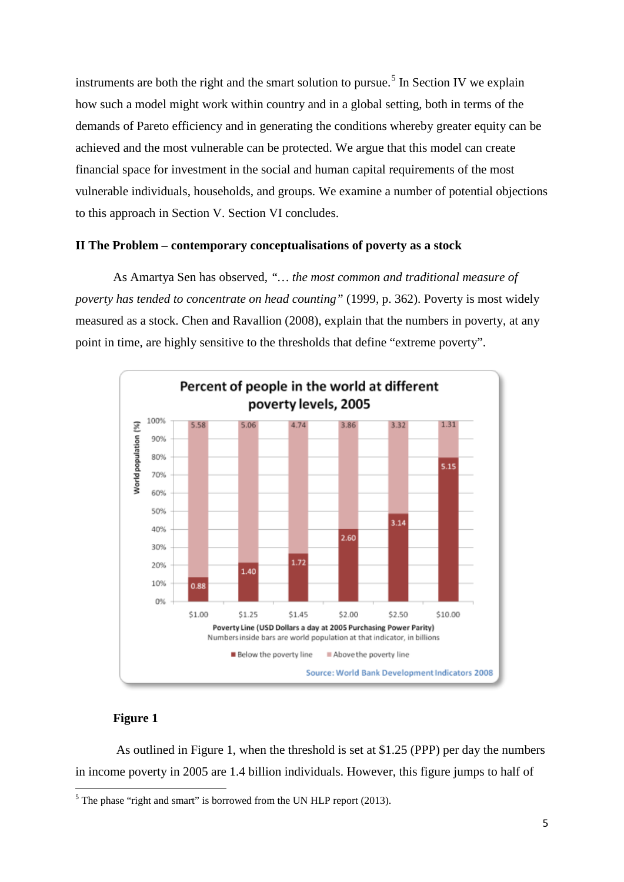instruments are both the right and the smart solution to pursue.[5] In Section IV we explain how such a model might work within country and in a global setting, both in terms of the demands of Pareto efficiency and in generating the conditions whereby greater equity can be achieved and the most vulnerable can be protected. We argue that this model can create financial space for investment in the social and human capital requirements of the most vulnerable individuals, households, and groups. We examine a number of potential objections to this approach in Section V. Section VI concludes.

## II The Problem – contemporary conceptualisations of poverty as a stock

As Amartya Sen has observed, *"… the most common and traditional measure of poverty has tended to concentrate on head counting"* (1999, p. 362). Poverty is most widely measured as a stock. Chen and Ravallion (2008), explain that the numbers in poverty, at any point in time, are highly sensitive to the thresholds that define "extreme poverty".

Percent of people in the world at different poverty levels, 2005

| Poverty Line (USD Dollars a day at 2005 Purchasing Power Parity) | Below the poverty line (billions) | Above the poverty line (billions) |
|---|---|---|
| $1.00 | 0.88 | 5.58 |
| $1.25 | 1.40 | 5.06 |
| $1.45 | 1.72 | 4.74 |
| $2.00 | 2.60 | 3.86 |
| $2.50 | 3.14 | 3.32 |
| $10.00 | 5.15 | 1.31 |

Numbers inside bars are world population at that indicator, in billions

Source: World Bank Development Indicators 2008

**Figure 1**

As outlined in Figure 1, when the threshold is set at $1.25 (PPP) per day the numbers in income poverty in 2005 are 1.4 billion individuals. However, this figure jumps to half of

[5] The phase "right and smart" is borrowed from the UN HLP report (2013).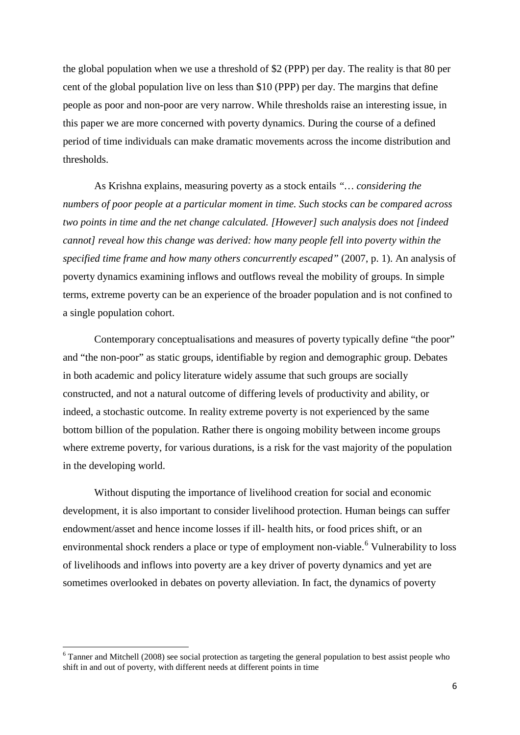the global population when we use a threshold of $2 (PPP) per day. The reality is that 80 per cent of the global population live on less than $10 (PPP) per day. The margins that define people as poor and non-poor are very narrow. While thresholds raise an interesting issue, in this paper we are more concerned with poverty dynamics. During the course of a defined period of time individuals can make dramatic movements across the income distribution and thresholds.

As Krishna explains, measuring poverty as a stock entails *"… considering the numbers of poor people at a particular moment in time. Such stocks can be compared across two points in time and the net change calculated. [However] such analysis does not [indeed cannot] reveal how this change was derived: how many people fell into poverty within the specified time frame and how many others concurrently escaped"* (2007, p. 1). An analysis of poverty dynamics examining inflows and outflows reveal the mobility of groups. In simple terms, extreme poverty can be an experience of the broader population and is not confined to a single population cohort.

Contemporary conceptualisations and measures of poverty typically define "the poor" and "the non-poor" as static groups, identifiable by region and demographic group. Debates in both academic and policy literature widely assume that such groups are socially constructed, and not a natural outcome of differing levels of productivity and ability, or indeed, a stochastic outcome. In reality extreme poverty is not experienced by the same bottom billion of the population. Rather there is ongoing mobility between income groups where extreme poverty, for various durations, is a risk for the vast majority of the population in the developing world.

Without disputing the importance of livelihood creation for social and economic development, it is also important to consider livelihood protection. Human beings can suffer endowment/asset and hence income losses if ill- health hits, or food prices shift, or an environmental shock renders a place or type of employment non-viable.[6] Vulnerability to loss of livelihoods and inflows into poverty are a key driver of poverty dynamics and yet are sometimes overlooked in debates on poverty alleviation. In fact, the dynamics of poverty

[6] Tanner and Mitchell (2008) see social protection as targeting the general population to best assist people who shift in and out of poverty, with different needs at different points in time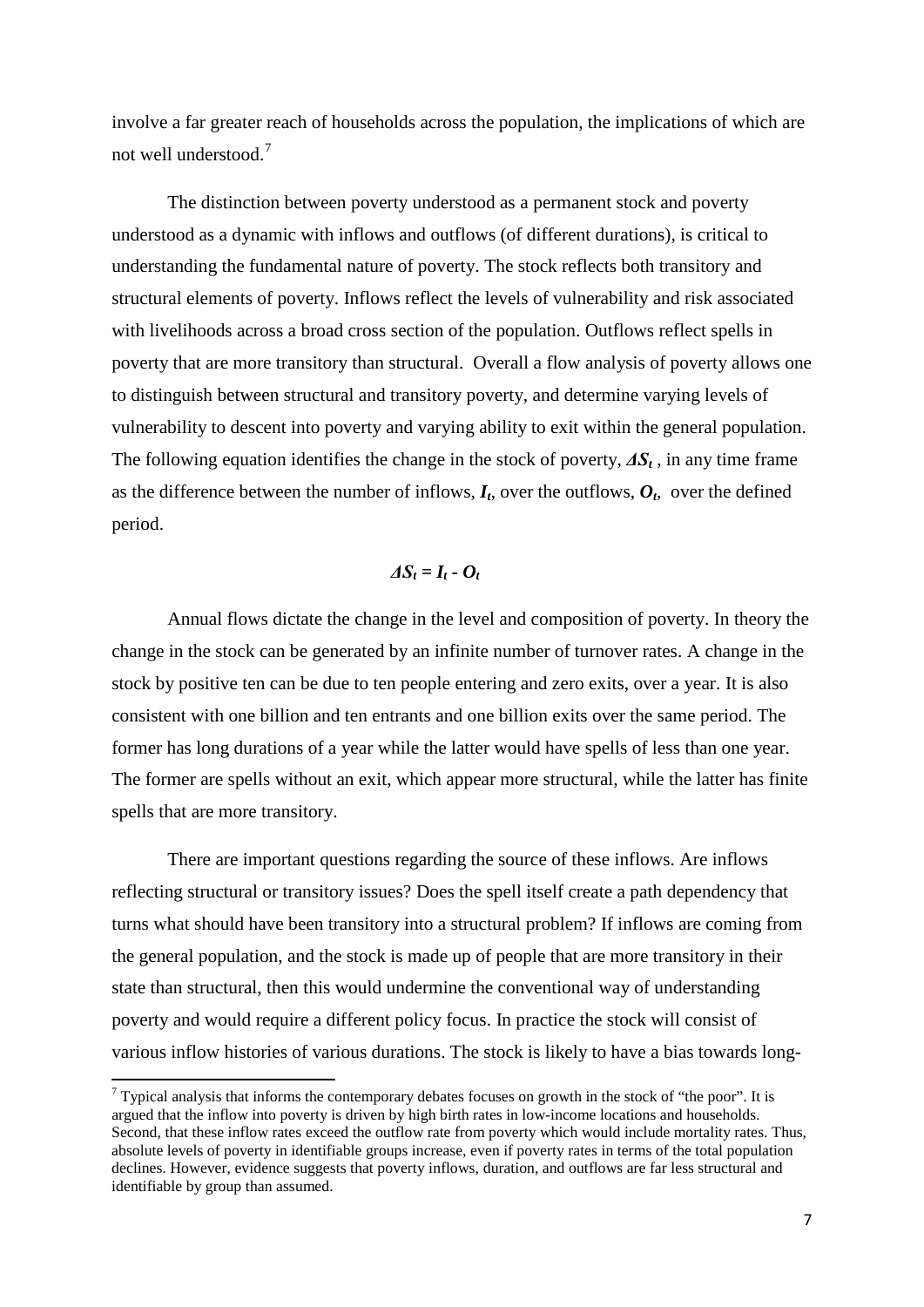involve a far greater reach of households across the population, the implications of which are not well understood.[7]

The distinction between poverty understood as a permanent stock and poverty understood as a dynamic with inflows and outflows (of different durations), is critical to understanding the fundamental nature of poverty. The stock reflects both transitory and structural elements of poverty. Inflows reflect the levels of vulnerability and risk associated with livelihoods across a broad cross section of the population. Outflows reflect spells in poverty that are more transitory than structural. Overall a flow analysis of poverty allows one to distinguish between structural and transitory poverty, and determine varying levels of vulnerability to descent into poverty and varying ability to exit within the general population. The following equation identifies the change in the stock of poverty, $\Delta S_t$ , in any time frame as the difference between the number of inflows, $I_t$, over the outflows, $O_t$, over the defined period.

$$\Delta S_t = I_t - O_t$$

Annual flows dictate the change in the level and composition of poverty. In theory the change in the stock can be generated by an infinite number of turnover rates. A change in the stock by positive ten can be due to ten people entering and zero exits, over a year. It is also consistent with one billion and ten entrants and one billion exits over the same period. The former has long durations of a year while the latter would have spells of less than one year. The former are spells without an exit, which appear more structural, while the latter has finite spells that are more transitory.

There are important questions regarding the source of these inflows. Are inflows reflecting structural or transitory issues? Does the spell itself create a path dependency that turns what should have been transitory into a structural problem? If inflows are coming from the general population, and the stock is made up of people that are more transitory in their state than structural, then this would undermine the conventional way of understanding poverty and would require a different policy focus. In practice the stock will consist of various inflow histories of various durations. The stock is likely to have a bias towards long-

[7] Typical analysis that informs the contemporary debates focuses on growth in the stock of "the poor". It is argued that the inflow into poverty is driven by high birth rates in low-income locations and households. Second, that these inflow rates exceed the outflow rate from poverty which would include mortality rates. Thus, absolute levels of poverty in identifiable groups increase, even if poverty rates in terms of the total population declines. However, evidence suggests that poverty inflows, duration, and outflows are far less structural and identifiable by group than assumed.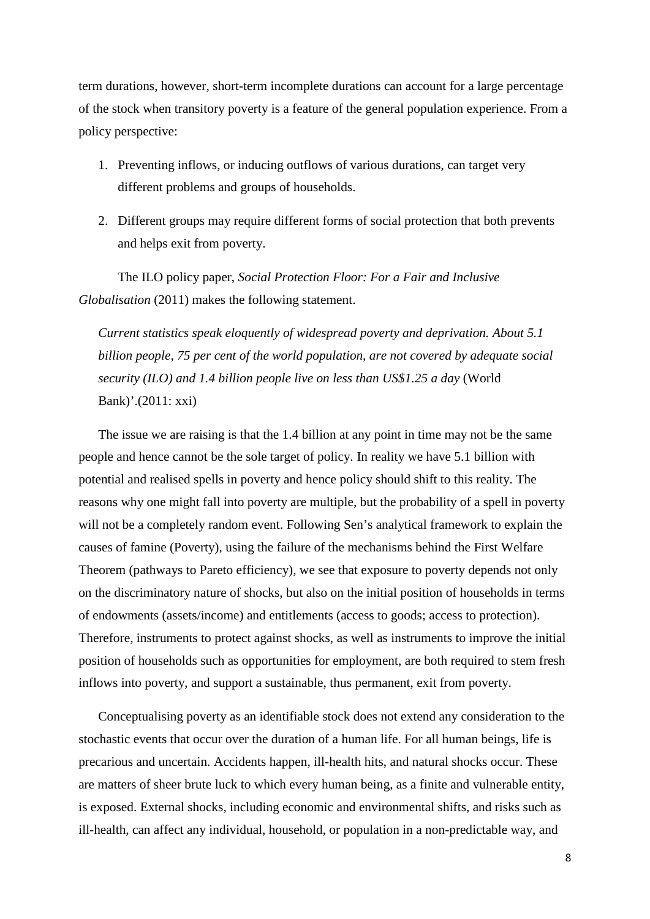term durations, however, short-term incomplete durations can account for a large percentage of the stock when transitory poverty is a feature of the general population experience. From a policy perspective:

1. Preventing inflows, or inducing outflows of various durations, can target very different problems and groups of households.
2. Different groups may require different forms of social protection that both prevents and helps exit from poverty.

The ILO policy paper, *Social Protection Floor: For a Fair and Inclusive Globalisation* (2011) makes the following statement.

> *Current statistics speak eloquently of widespread poverty and deprivation. About 5.1 billion people, 75 per cent of the world population, are not covered by adequate social security (ILO) and 1.4 billion people live on less than US$1.25 a day* (World Bank)'.(2011: xxi)

The issue we are raising is that the 1.4 billion at any point in time may not be the same people and hence cannot be the sole target of policy. In reality we have 5.1 billion with potential and realised spells in poverty and hence policy should shift to this reality. The reasons why one might fall into poverty are multiple, but the probability of a spell in poverty will not be a completely random event. Following Sen's analytical framework to explain the causes of famine (Poverty), using the failure of the mechanisms behind the First Welfare Theorem (pathways to Pareto efficiency), we see that exposure to poverty depends not only on the discriminatory nature of shocks, but also on the initial position of households in terms of endowments (assets/income) and entitlements (access to goods; access to protection). Therefore, instruments to protect against shocks, as well as instruments to improve the initial position of households such as opportunities for employment, are both required to stem fresh inflows into poverty, and support a sustainable, thus permanent, exit from poverty.

Conceptualising poverty as an identifiable stock does not extend any consideration to the stochastic events that occur over the duration of a human life. For all human beings, life is precarious and uncertain. Accidents happen, ill-health hits, and natural shocks occur. These are matters of sheer brute luck to which every human being, as a finite and vulnerable entity, is exposed. External shocks, including economic and environmental shifts, and risks such as ill-health, can affect any individual, household, or population in a non-predictable way, and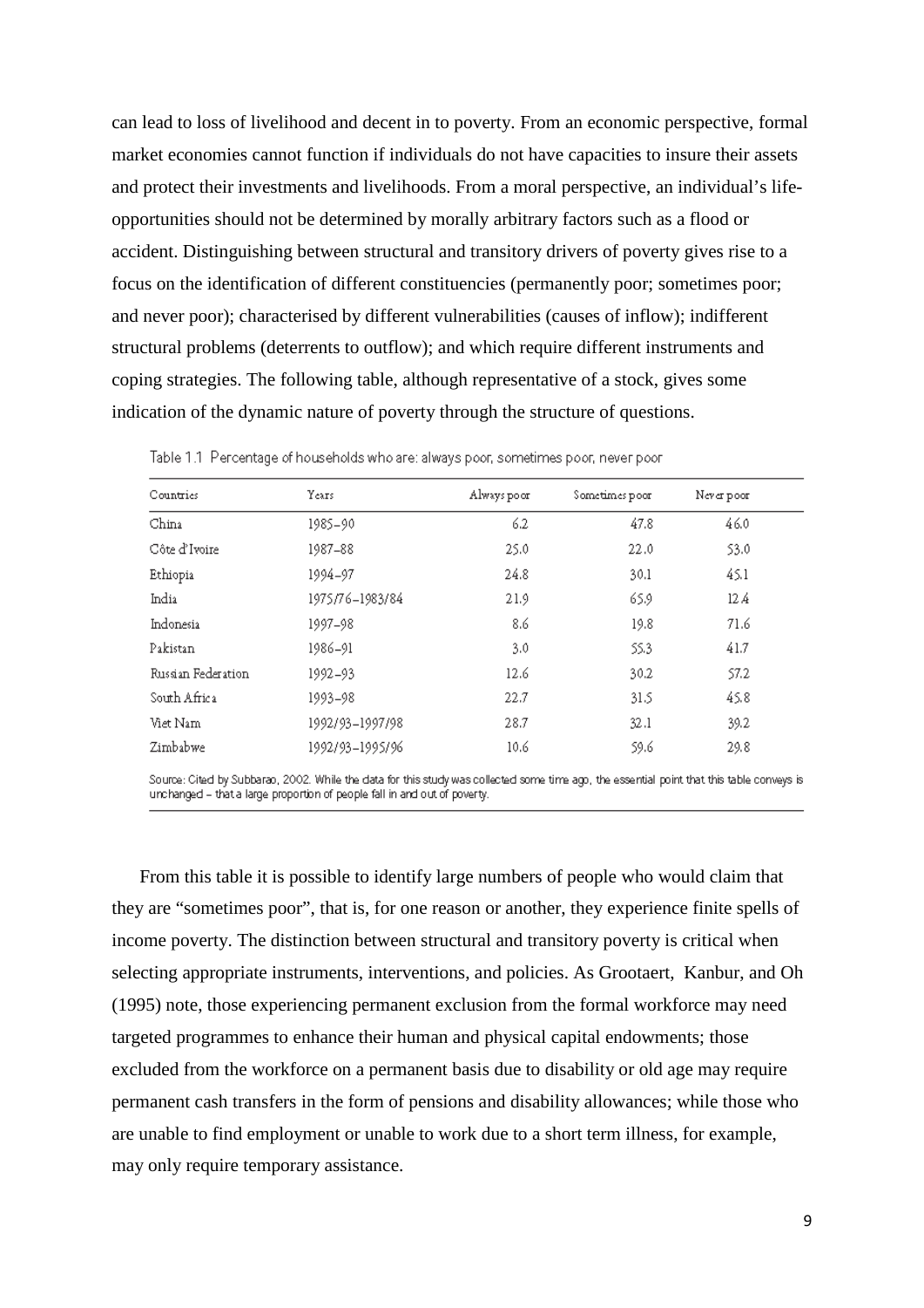can lead to loss of livelihood and decent in to poverty. From an economic perspective, formal market economies cannot function if individuals do not have capacities to insure their assets and protect their investments and livelihoods. From a moral perspective, an individual's life-opportunities should not be determined by morally arbitrary factors such as a flood or accident. Distinguishing between structural and transitory drivers of poverty gives rise to a focus on the identification of different constituencies (permanently poor; sometimes poor; and never poor); characterised by different vulnerabilities (causes of inflow); indifferent structural problems (deterrents to outflow); and which require different instruments and coping strategies. The following table, although representative of a stock, gives some indication of the dynamic nature of poverty through the structure of questions.

Table 1.1 Percentage of households who are: always poor, sometimes poor, never poor

| Countries | Years | Always poor | Sometimes poor | Never poor |
|---|---|---|---|---|
| China | 1985–90 | 6.2 | 47.8 | 46.0 |
| Côte d'Ivoire | 1987–88 | 25.0 | 22.0 | 53.0 |
| Ethiopia | 1994–97 | 24.8 | 30.1 | 45.1 |
| India | 1975/76–1983/84 | 21.9 | 65.9 | 12.4 |
| Indonesia | 1997–98 | 8.6 | 19.8 | 71.6 |
| Pakistan | 1986–91 | 3.0 | 55.3 | 41.7 |
| Russian Federation | 1992–93 | 12.6 | 30.2 | 57.2 |
| South Africa | 1993–98 | 22.7 | 31.5 | 45.8 |
| Viet Nam | 1992/93–1997/98 | 28.7 | 32.1 | 39.2 |
| Zimbabwe | 1992/93–1995/96 | 10.6 | 59.6 | 29.8 |

Source: Cited by Subbarao, 2002. While the data for this study was collected some time ago, the essential point that this table conveys is unchanged – that a large proportion of people fall in and out of poverty.

From this table it is possible to identify large numbers of people who would claim that they are "sometimes poor", that is, for one reason or another, they experience finite spells of income poverty. The distinction between structural and transitory poverty is critical when selecting appropriate instruments, interventions, and policies. As Grootaert, Kanbur, and Oh (1995) note, those experiencing permanent exclusion from the formal workforce may need targeted programmes to enhance their human and physical capital endowments; those excluded from the workforce on a permanent basis due to disability or old age may require permanent cash transfers in the form of pensions and disability allowances; while those who are unable to find employment or unable to work due to a short term illness, for example, may only require temporary assistance.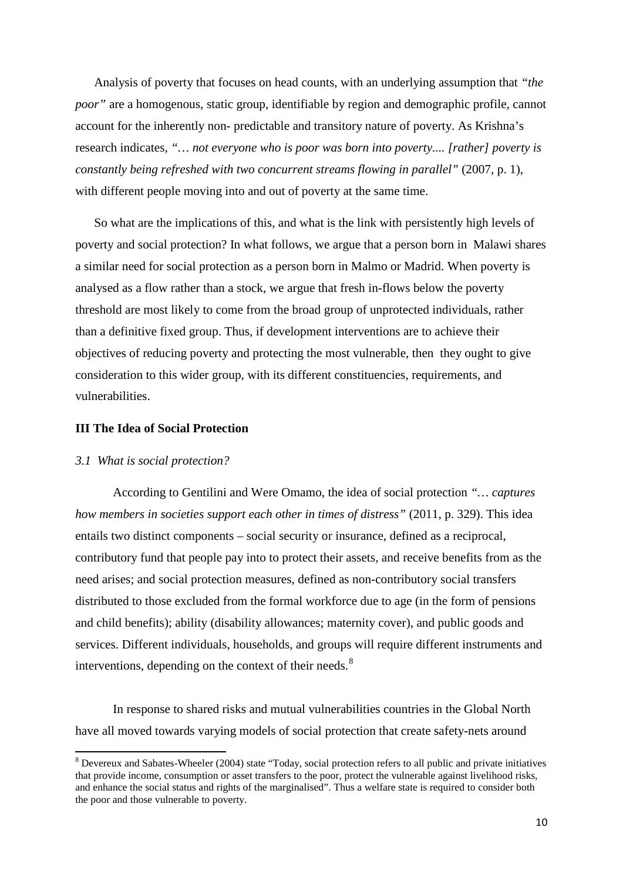Analysis of poverty that focuses on head counts, with an underlying assumption that *"the poor"* are a homogenous, static group, identifiable by region and demographic profile, cannot account for the inherently non- predictable and transitory nature of poverty. As Krishna's research indicates, *"… not everyone who is poor was born into poverty.... [rather] poverty is constantly being refreshed with two concurrent streams flowing in parallel"* (2007, p. 1), with different people moving into and out of poverty at the same time.

So what are the implications of this, and what is the link with persistently high levels of poverty and social protection? In what follows, we argue that a person born in Malawi shares a similar need for social protection as a person born in Malmo or Madrid. When poverty is analysed as a flow rather than a stock, we argue that fresh in-flows below the poverty threshold are most likely to come from the broad group of unprotected individuals, rather than a definitive fixed group. Thus, if development interventions are to achieve their objectives of reducing poverty and protecting the most vulnerable, then they ought to give consideration to this wider group, with its different constituencies, requirements, and vulnerabilities.

## III The Idea of Social Protection

### *3.1 What is social protection?*

According to Gentilini and Were Omamo, the idea of social protection *"… captures how members in societies support each other in times of distress"* (2011, p. 329). This idea entails two distinct components – social security or insurance, defined as a reciprocal, contributory fund that people pay into to protect their assets, and receive benefits from as the need arises; and social protection measures, defined as non-contributory social transfers distributed to those excluded from the formal workforce due to age (in the form of pensions and child benefits); ability (disability allowances; maternity cover), and public goods and services. Different individuals, households, and groups will require different instruments and interventions, depending on the context of their needs.[8]

In response to shared risks and mutual vulnerabilities countries in the Global North have all moved towards varying models of social protection that create safety-nets around

[8] Devereux and Sabates-Wheeler (2004) state "Today, social protection refers to all public and private initiatives that provide income, consumption or asset transfers to the poor, protect the vulnerable against livelihood risks, and enhance the social status and rights of the marginalised". Thus a welfare state is required to consider both the poor and those vulnerable to poverty.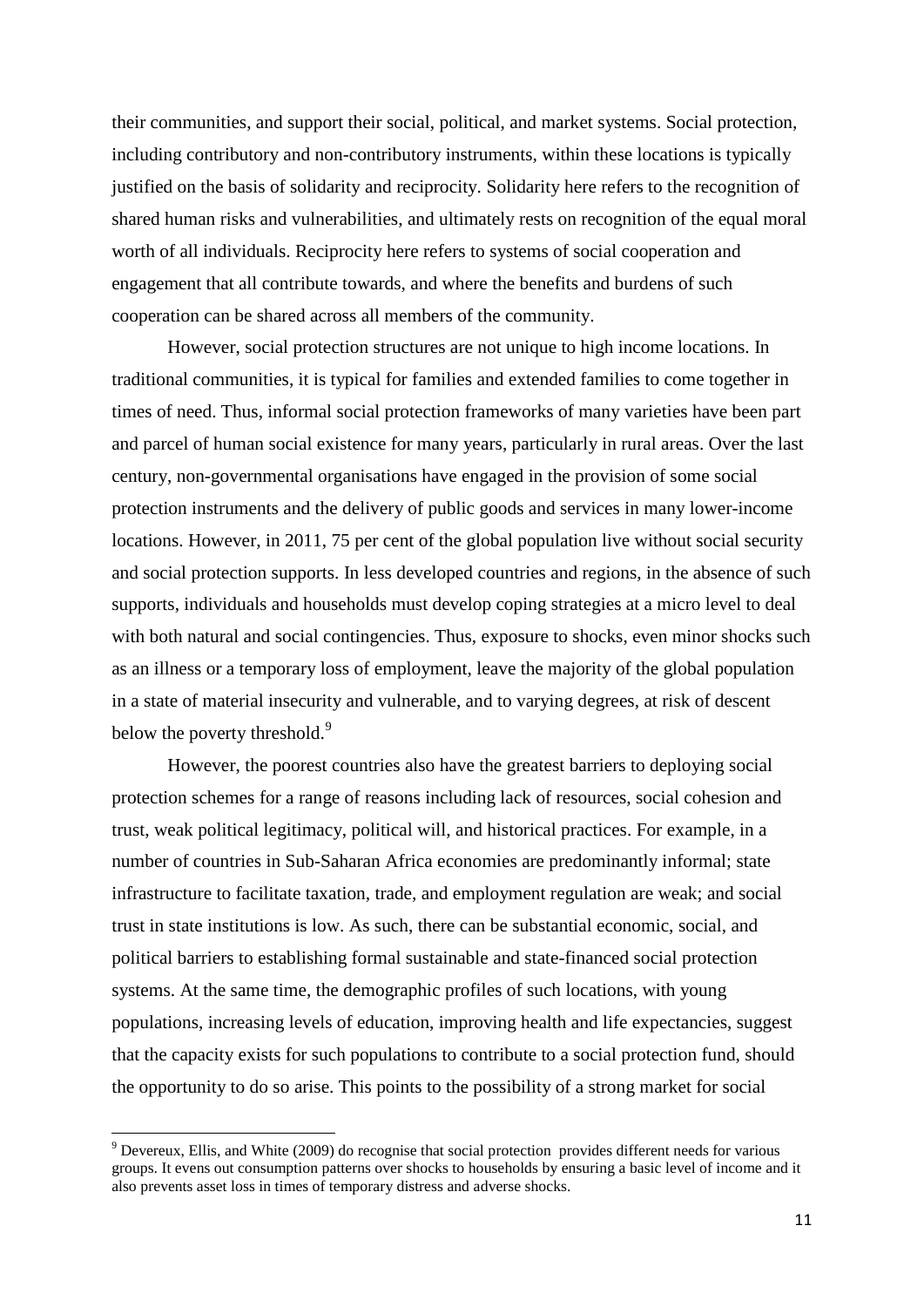their communities, and support their social, political, and market systems. Social protection, including contributory and non-contributory instruments, within these locations is typically justified on the basis of solidarity and reciprocity. Solidarity here refers to the recognition of shared human risks and vulnerabilities, and ultimately rests on recognition of the equal moral worth of all individuals. Reciprocity here refers to systems of social cooperation and engagement that all contribute towards, and where the benefits and burdens of such cooperation can be shared across all members of the community.

However, social protection structures are not unique to high income locations. In traditional communities, it is typical for families and extended families to come together in times of need. Thus, informal social protection frameworks of many varieties have been part and parcel of human social existence for many years, particularly in rural areas. Over the last century, non-governmental organisations have engaged in the provision of some social protection instruments and the delivery of public goods and services in many lower-income locations. However, in 2011, 75 per cent of the global population live without social security and social protection supports. In less developed countries and regions, in the absence of such supports, individuals and households must develop coping strategies at a micro level to deal with both natural and social contingencies. Thus, exposure to shocks, even minor shocks such as an illness or a temporary loss of employment, leave the majority of the global population in a state of material insecurity and vulnerable, and to varying degrees, at risk of descent below the poverty threshold.[9]

However, the poorest countries also have the greatest barriers to deploying social protection schemes for a range of reasons including lack of resources, social cohesion and trust, weak political legitimacy, political will, and historical practices. For example, in a number of countries in Sub-Saharan Africa economies are predominantly informal; state infrastructure to facilitate taxation, trade, and employment regulation are weak; and social trust in state institutions is low. As such, there can be substantial economic, social, and political barriers to establishing formal sustainable and state-financed social protection systems. At the same time, the demographic profiles of such locations, with young populations, increasing levels of education, improving health and life expectancies, suggest that the capacity exists for such populations to contribute to a social protection fund, should the opportunity to do so arise. This points to the possibility of a strong market for social

[9] Devereux, Ellis, and White (2009) do recognise that social protection provides different needs for various groups. It evens out consumption patterns over shocks to households by ensuring a basic level of income and it also prevents asset loss in times of temporary distress and adverse shocks.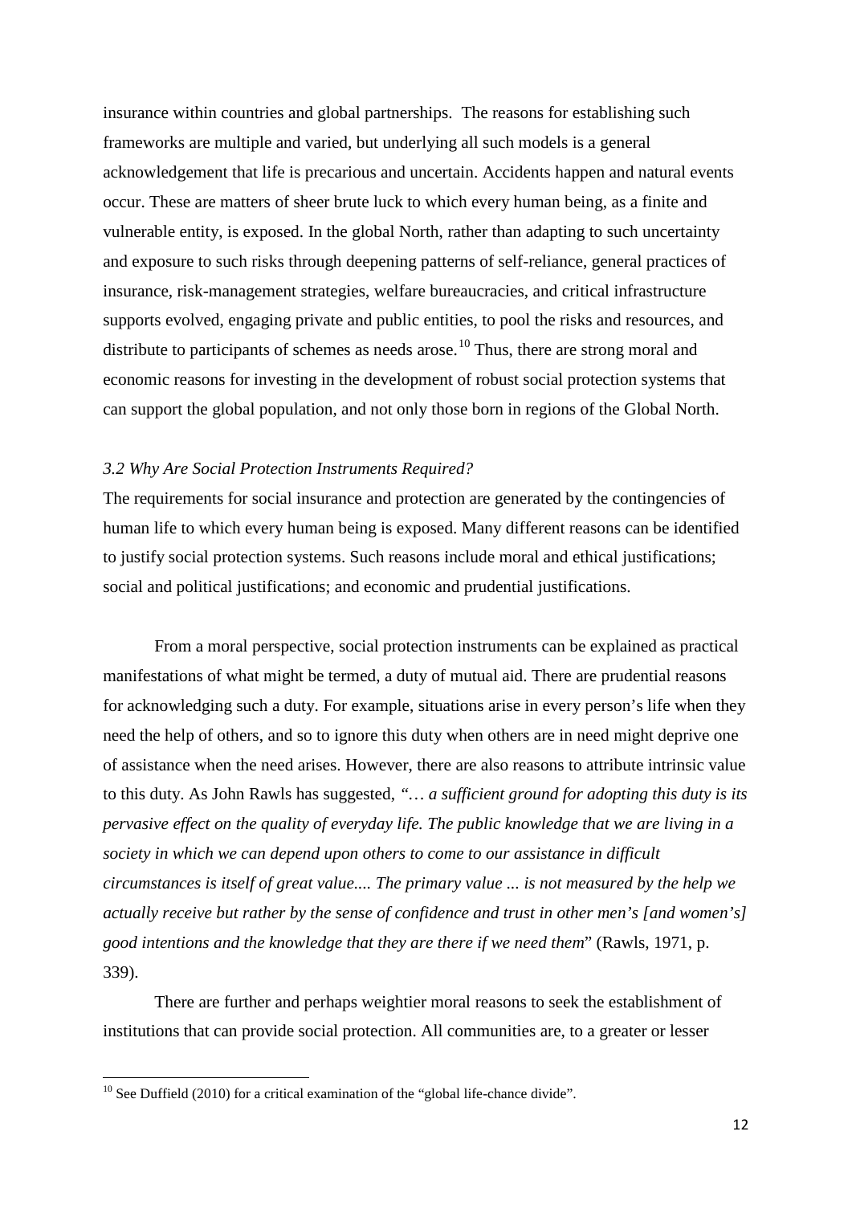insurance within countries and global partnerships. The reasons for establishing such frameworks are multiple and varied, but underlying all such models is a general acknowledgement that life is precarious and uncertain. Accidents happen and natural events occur. These are matters of sheer brute luck to which every human being, as a finite and vulnerable entity, is exposed. In the global North, rather than adapting to such uncertainty and exposure to such risks through deepening patterns of self-reliance, general practices of insurance, risk-management strategies, welfare bureaucracies, and critical infrastructure supports evolved, engaging private and public entities, to pool the risks and resources, and distribute to participants of schemes as needs arose.[10] Thus, there are strong moral and economic reasons for investing in the development of robust social protection systems that can support the global population, and not only those born in regions of the Global North.

### *3.2 Why Are Social Protection Instruments Required?*

The requirements for social insurance and protection are generated by the contingencies of human life to which every human being is exposed. Many different reasons can be identified to justify social protection systems. Such reasons include moral and ethical justifications; social and political justifications; and economic and prudential justifications.

From a moral perspective, social protection instruments can be explained as practical manifestations of what might be termed, a duty of mutual aid. There are prudential reasons for acknowledging such a duty. For example, situations arise in every person's life when they need the help of others, and so to ignore this duty when others are in need might deprive one of assistance when the need arises. However, there are also reasons to attribute intrinsic value to this duty. As John Rawls has suggested, *"… a sufficient ground for adopting this duty is its pervasive effect on the quality of everyday life. The public knowledge that we are living in a society in which we can depend upon others to come to our assistance in difficult circumstances is itself of great value.... The primary value ... is not measured by the help we actually receive but rather by the sense of confidence and trust in other men's [and women's] good intentions and the knowledge that they are there if we need them*" (Rawls, 1971, p. 339).

There are further and perhaps weightier moral reasons to seek the establishment of institutions that can provide social protection. All communities are, to a greater or lesser

[10] See Duffield (2010) for a critical examination of the "global life-chance divide".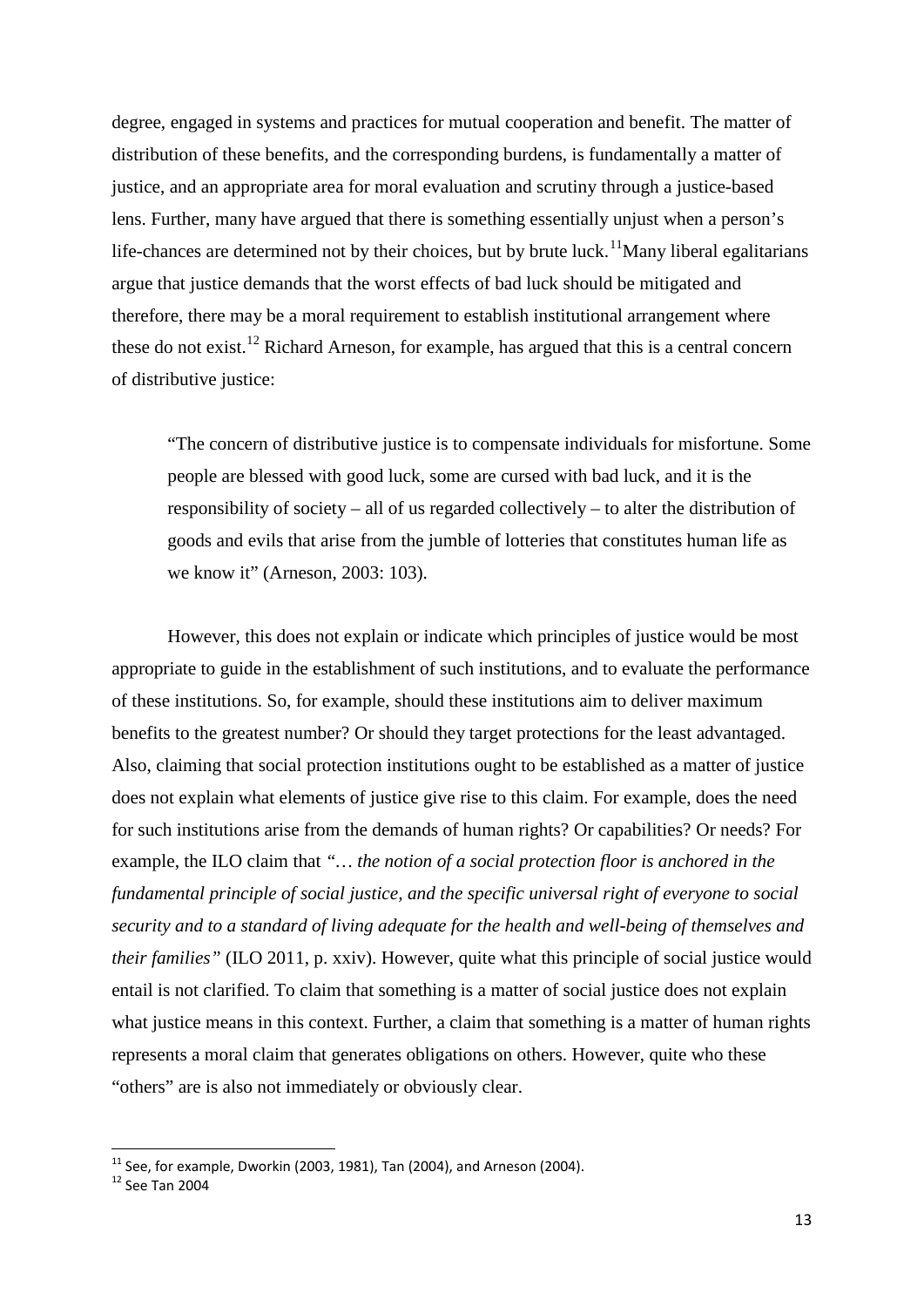degree, engaged in systems and practices for mutual cooperation and benefit. The matter of distribution of these benefits, and the corresponding burdens, is fundamentally a matter of justice, and an appropriate area for moral evaluation and scrutiny through a justice-based lens. Further, many have argued that there is something essentially unjust when a person's life-chances are determined not by their choices, but by brute luck.[11]Many liberal egalitarians argue that justice demands that the worst effects of bad luck should be mitigated and therefore, there may be a moral requirement to establish institutional arrangement where these do not exist.[12] Richard Arneson, for example, has argued that this is a central concern of distributive justice:

> "The concern of distributive justice is to compensate individuals for misfortune. Some people are blessed with good luck, some are cursed with bad luck, and it is the responsibility of society – all of us regarded collectively – to alter the distribution of goods and evils that arise from the jumble of lotteries that constitutes human life as we know it" (Arneson, 2003: 103).

However, this does not explain or indicate which principles of justice would be most appropriate to guide in the establishment of such institutions, and to evaluate the performance of these institutions. So, for example, should these institutions aim to deliver maximum benefits to the greatest number? Or should they target protections for the least advantaged. Also, claiming that social protection institutions ought to be established as a matter of justice does not explain what elements of justice give rise to this claim. For example, does the need for such institutions arise from the demands of human rights? Or capabilities? Or needs? For example, the ILO claim that *"… the notion of a social protection floor is anchored in the fundamental principle of social justice, and the specific universal right of everyone to social security and to a standard of living adequate for the health and well-being of themselves and their families"* (ILO 2011, p. xxiv). However, quite what this principle of social justice would entail is not clarified. To claim that something is a matter of social justice does not explain what justice means in this context. Further, a claim that something is a matter of human rights represents a moral claim that generates obligations on others. However, quite who these "others" are is also not immediately or obviously clear.

---

[11] See, for example, Dworkin (2003, 1981), Tan (2004), and Arneson (2004).

[12] See Tan 2004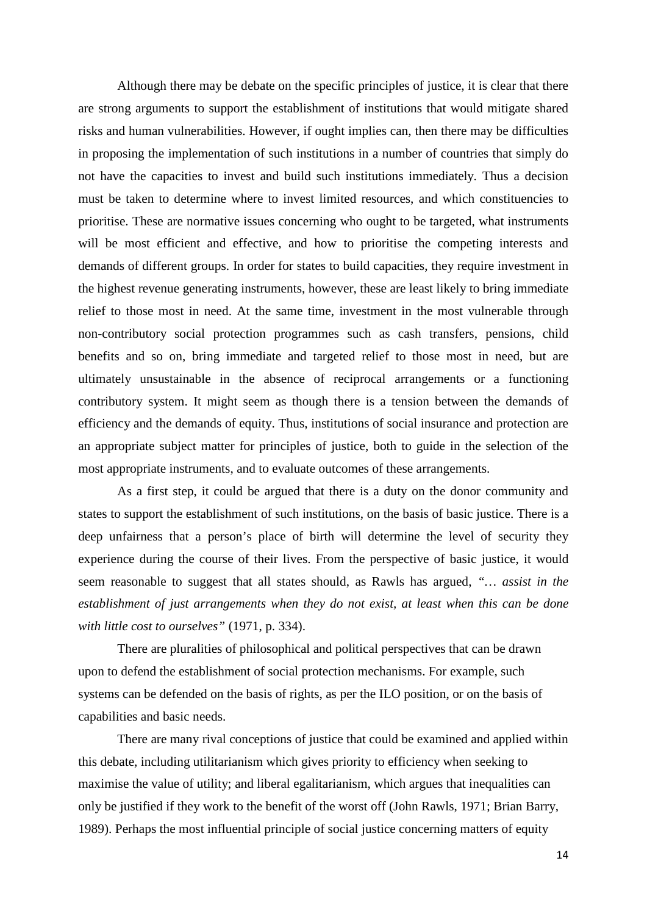Although there may be debate on the specific principles of justice, it is clear that there are strong arguments to support the establishment of institutions that would mitigate shared risks and human vulnerabilities. However, if ought implies can, then there may be difficulties in proposing the implementation of such institutions in a number of countries that simply do not have the capacities to invest and build such institutions immediately. Thus a decision must be taken to determine where to invest limited resources, and which constituencies to prioritise. These are normative issues concerning who ought to be targeted, what instruments will be most efficient and effective, and how to prioritise the competing interests and demands of different groups. In order for states to build capacities, they require investment in the highest revenue generating instruments, however, these are least likely to bring immediate relief to those most in need. At the same time, investment in the most vulnerable through non-contributory social protection programmes such as cash transfers, pensions, child benefits and so on, bring immediate and targeted relief to those most in need, but are ultimately unsustainable in the absence of reciprocal arrangements or a functioning contributory system. It might seem as though there is a tension between the demands of efficiency and the demands of equity. Thus, institutions of social insurance and protection are an appropriate subject matter for principles of justice, both to guide in the selection of the most appropriate instruments, and to evaluate outcomes of these arrangements.

As a first step, it could be argued that there is a duty on the donor community and states to support the establishment of such institutions, on the basis of basic justice. There is a deep unfairness that a person's place of birth will determine the level of security they experience during the course of their lives. From the perspective of basic justice, it would seem reasonable to suggest that all states should, as Rawls has argued, *"… assist in the establishment of just arrangements when they do not exist, at least when this can be done with little cost to ourselves"* (1971, p. 334).

There are pluralities of philosophical and political perspectives that can be drawn upon to defend the establishment of social protection mechanisms. For example, such systems can be defended on the basis of rights, as per the ILO position, or on the basis of capabilities and basic needs.

There are many rival conceptions of justice that could be examined and applied within this debate, including utilitarianism which gives priority to efficiency when seeking to maximise the value of utility; and liberal egalitarianism, which argues that inequalities can only be justified if they work to the benefit of the worst off (John Rawls, 1971; Brian Barry, 1989). Perhaps the most influential principle of social justice concerning matters of equity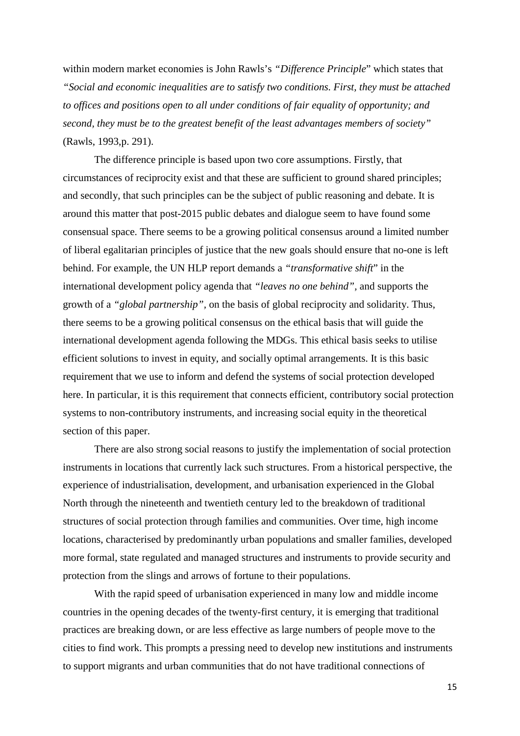within modern market economies is John Rawls's *"Difference Principle*" which states that *"Social and economic inequalities are to satisfy two conditions. First, they must be attached to offices and positions open to all under conditions of fair equality of opportunity; and second, they must be to the greatest benefit of the least advantages members of society"* (Rawls, 1993,p. 291).

The difference principle is based upon two core assumptions. Firstly, that circumstances of reciprocity exist and that these are sufficient to ground shared principles; and secondly, that such principles can be the subject of public reasoning and debate. It is around this matter that post-2015 public debates and dialogue seem to have found some consensual space. There seems to be a growing political consensus around a limited number of liberal egalitarian principles of justice that the new goals should ensure that no-one is left behind. For example, the UN HLP report demands a *"transformative shift*" in the international development policy agenda that *"leaves no one behind"*, and supports the growth of a *"global partnership"*, on the basis of global reciprocity and solidarity. Thus, there seems to be a growing political consensus on the ethical basis that will guide the international development agenda following the MDGs. This ethical basis seeks to utilise efficient solutions to invest in equity, and socially optimal arrangements. It is this basic requirement that we use to inform and defend the systems of social protection developed here. In particular, it is this requirement that connects efficient, contributory social protection systems to non-contributory instruments, and increasing social equity in the theoretical section of this paper.

There are also strong social reasons to justify the implementation of social protection instruments in locations that currently lack such structures. From a historical perspective, the experience of industrialisation, development, and urbanisation experienced in the Global North through the nineteenth and twentieth century led to the breakdown of traditional structures of social protection through families and communities. Over time, high income locations, characterised by predominantly urban populations and smaller families, developed more formal, state regulated and managed structures and instruments to provide security and protection from the slings and arrows of fortune to their populations.

With the rapid speed of urbanisation experienced in many low and middle income countries in the opening decades of the twenty-first century, it is emerging that traditional practices are breaking down, or are less effective as large numbers of people move to the cities to find work. This prompts a pressing need to develop new institutions and instruments to support migrants and urban communities that do not have traditional connections of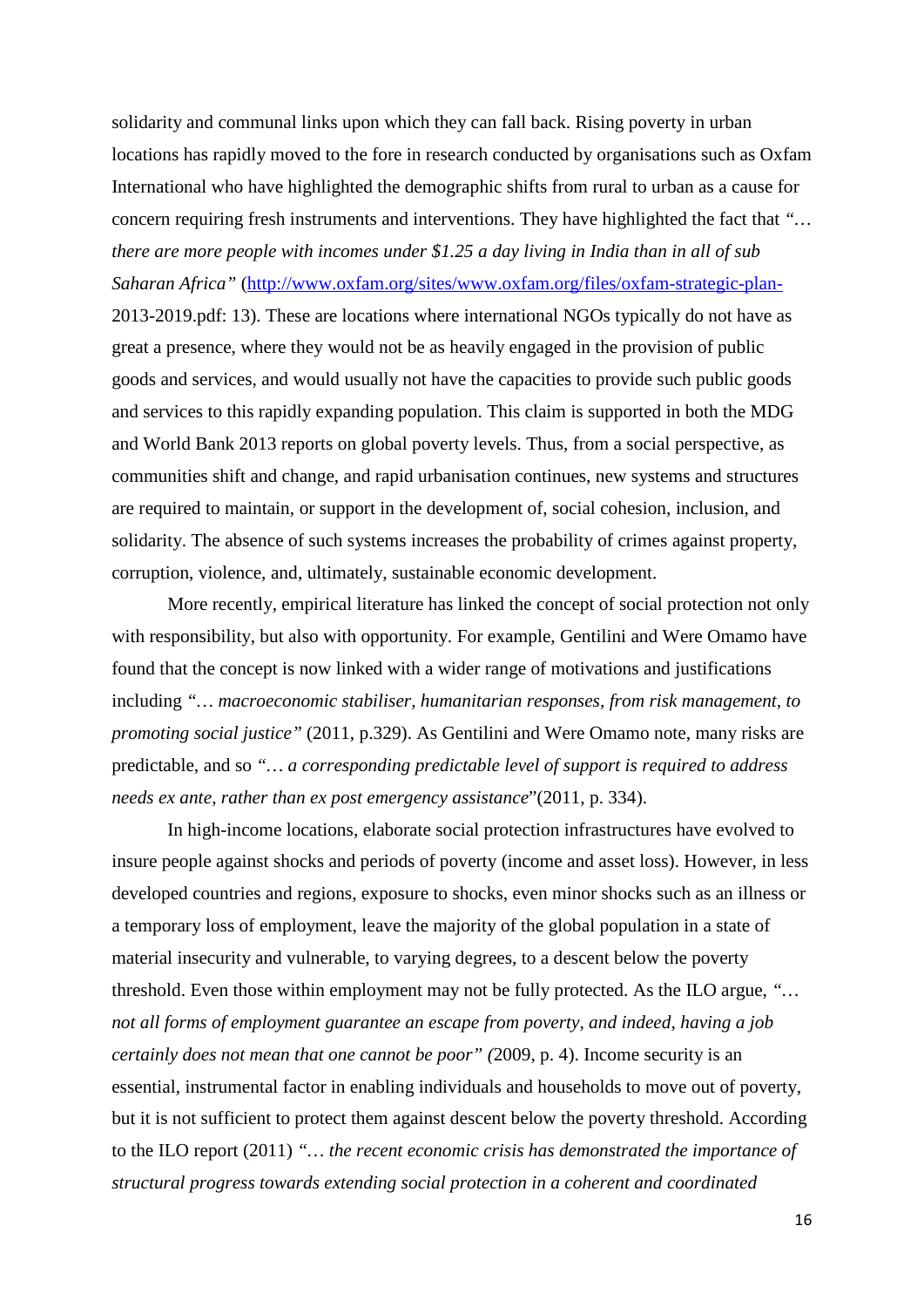solidarity and communal links upon which they can fall back. Rising poverty in urban locations has rapidly moved to the fore in research conducted by organisations such as Oxfam International who have highlighted the demographic shifts from rural to urban as a cause for concern requiring fresh instruments and interventions. They have highlighted the fact that *"… there are more people with incomes under $1.25 a day living in India than in all of sub Saharan Africa"* (http://www.oxfam.org/sites/www.oxfam.org/files/oxfam-strategic-plan-2013-2019.pdf: 13). These are locations where international NGOs typically do not have as great a presence, where they would not be as heavily engaged in the provision of public goods and services, and would usually not have the capacities to provide such public goods and services to this rapidly expanding population. This claim is supported in both the MDG and World Bank 2013 reports on global poverty levels. Thus, from a social perspective, as communities shift and change, and rapid urbanisation continues, new systems and structures are required to maintain, or support in the development of, social cohesion, inclusion, and solidarity. The absence of such systems increases the probability of crimes against property, corruption, violence, and, ultimately, sustainable economic development.

More recently, empirical literature has linked the concept of social protection not only with responsibility, but also with opportunity. For example, Gentilini and Were Omamo have found that the concept is now linked with a wider range of motivations and justifications including *"… macroeconomic stabiliser, humanitarian responses, from risk management, to promoting social justice"* (2011, p.329). As Gentilini and Were Omamo note, many risks are predictable, and so *"… a corresponding predictable level of support is required to address needs ex ante, rather than ex post emergency assistance*"(2011, p. 334).

In high-income locations, elaborate social protection infrastructures have evolved to insure people against shocks and periods of poverty (income and asset loss). However, in less developed countries and regions, exposure to shocks, even minor shocks such as an illness or a temporary loss of employment, leave the majority of the global population in a state of material insecurity and vulnerable, to varying degrees, to a descent below the poverty threshold. Even those within employment may not be fully protected. As the ILO argue, *"… not all forms of employment guarantee an escape from poverty, and indeed, having a job certainly does not mean that one cannot be poor" (*2009, p. 4). Income security is an essential, instrumental factor in enabling individuals and households to move out of poverty, but it is not sufficient to protect them against descent below the poverty threshold. According to the ILO report (2011) *"… the recent economic crisis has demonstrated the importance of structural progress towards extending social protection in a coherent and coordinated*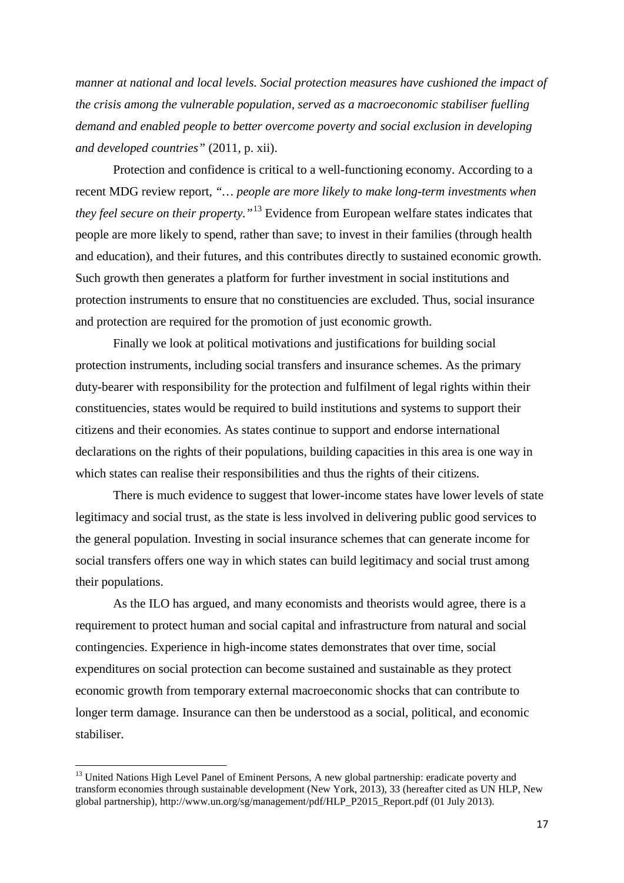*manner at national and local levels. Social protection measures have cushioned the impact of the crisis among the vulnerable population, served as a macroeconomic stabiliser fuelling demand and enabled people to better overcome poverty and social exclusion in developing and developed countries"* (2011, p. xii).

Protection and confidence is critical to a well-functioning economy. According to a recent MDG review report, *"… people are more likely to make long-term investments when they feel secure on their property."*[13] Evidence from European welfare states indicates that people are more likely to spend, rather than save; to invest in their families (through health and education), and their futures, and this contributes directly to sustained economic growth. Such growth then generates a platform for further investment in social institutions and protection instruments to ensure that no constituencies are excluded. Thus, social insurance and protection are required for the promotion of just economic growth.

Finally we look at political motivations and justifications for building social protection instruments, including social transfers and insurance schemes. As the primary duty-bearer with responsibility for the protection and fulfilment of legal rights within their constituencies, states would be required to build institutions and systems to support their citizens and their economies. As states continue to support and endorse international declarations on the rights of their populations, building capacities in this area is one way in which states can realise their responsibilities and thus the rights of their citizens.

There is much evidence to suggest that lower-income states have lower levels of state legitimacy and social trust, as the state is less involved in delivering public good services to the general population. Investing in social insurance schemes that can generate income for social transfers offers one way in which states can build legitimacy and social trust among their populations.

As the ILO has argued, and many economists and theorists would agree, there is a requirement to protect human and social capital and infrastructure from natural and social contingencies. Experience in high-income states demonstrates that over time, social expenditures on social protection can become sustained and sustainable as they protect economic growth from temporary external macroeconomic shocks that can contribute to longer term damage. Insurance can then be understood as a social, political, and economic stabiliser.

---

[13] United Nations High Level Panel of Eminent Persons, A new global partnership: eradicate poverty and transform economies through sustainable development (New York, 2013), 33 (hereafter cited as UN HLP, New global partnership), http://www.un.org/sg/management/pdf/HLP_P2015_Report.pdf (01 July 2013).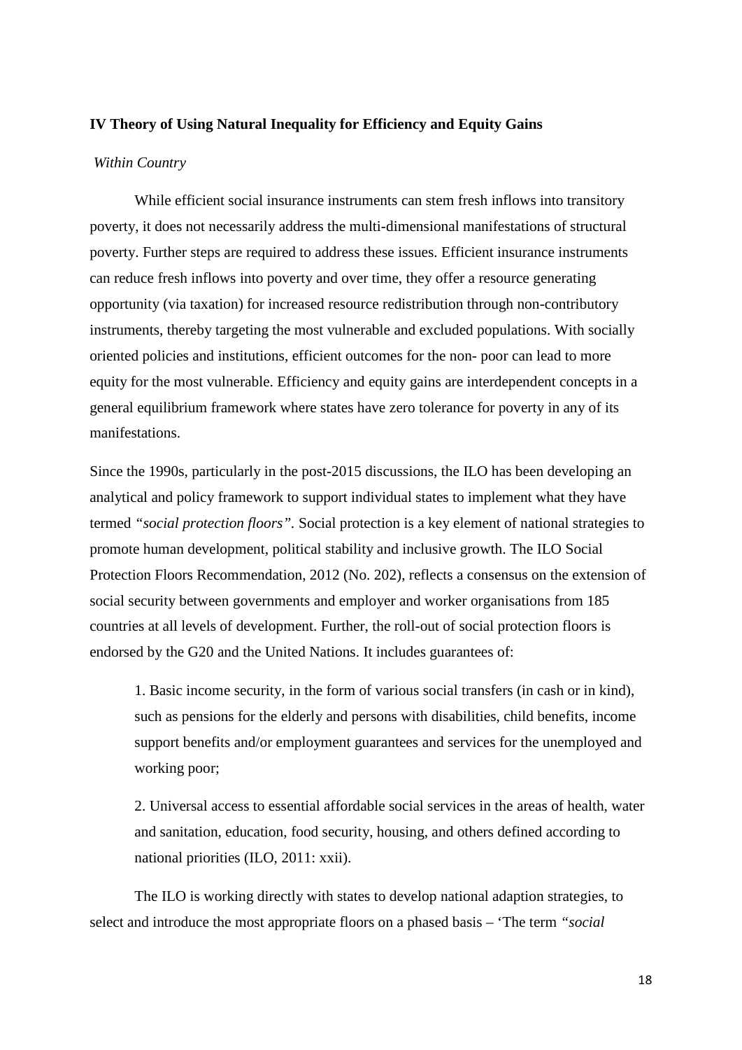**IV Theory of Using Natural Inequality for Efficiency and Equity Gains**

*Within Country*

While efficient social insurance instruments can stem fresh inflows into transitory poverty, it does not necessarily address the multi-dimensional manifestations of structural poverty. Further steps are required to address these issues. Efficient insurance instruments can reduce fresh inflows into poverty and over time, they offer a resource generating opportunity (via taxation) for increased resource redistribution through non-contributory instruments, thereby targeting the most vulnerable and excluded populations. With socially oriented policies and institutions, efficient outcomes for the non- poor can lead to more equity for the most vulnerable. Efficiency and equity gains are interdependent concepts in a general equilibrium framework where states have zero tolerance for poverty in any of its manifestations.

Since the 1990s, particularly in the post-2015 discussions, the ILO has been developing an analytical and policy framework to support individual states to implement what they have termed *"social protection floors"*. Social protection is a key element of national strategies to promote human development, political stability and inclusive growth. The ILO Social Protection Floors Recommendation, 2012 (No. 202), reflects a consensus on the extension of social security between governments and employer and worker organisations from 185 countries at all levels of development. Further, the roll-out of social protection floors is endorsed by the G20 and the United Nations. It includes guarantees of:

1. Basic income security, in the form of various social transfers (in cash or in kind), such as pensions for the elderly and persons with disabilities, child benefits, income support benefits and/or employment guarantees and services for the unemployed and working poor;

2. Universal access to essential affordable social services in the areas of health, water and sanitation, education, food security, housing, and others defined according to national priorities (ILO, 2011: xxii).

The ILO is working directly with states to develop national adaption strategies, to select and introduce the most appropriate floors on a phased basis – 'The term *"social*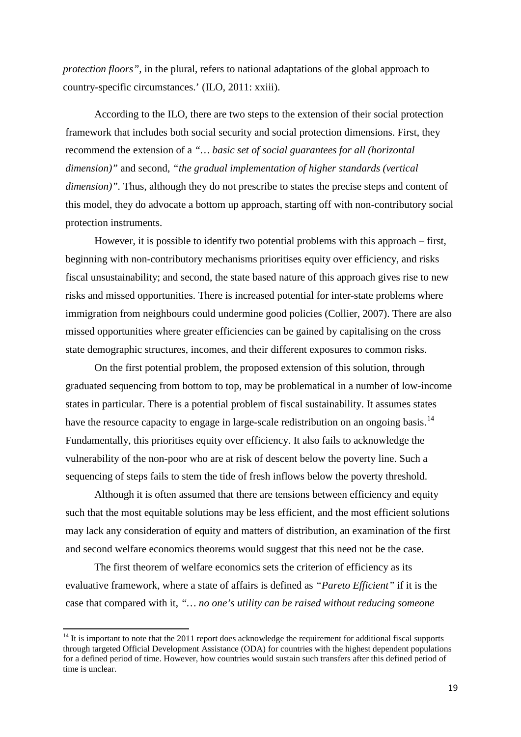*protection floors"*, in the plural, refers to national adaptations of the global approach to country-specific circumstances.' (ILO, 2011: xxiii).

According to the ILO, there are two steps to the extension of their social protection framework that includes both social security and social protection dimensions. First, they recommend the extension of a *"… basic set of social guarantees for all (horizontal dimension)"* and second, *"the gradual implementation of higher standards (vertical dimension)"*. Thus, although they do not prescribe to states the precise steps and content of this model, they do advocate a bottom up approach, starting off with non-contributory social protection instruments.

However, it is possible to identify two potential problems with this approach – first, beginning with non-contributory mechanisms prioritises equity over efficiency, and risks fiscal unsustainability; and second, the state based nature of this approach gives rise to new risks and missed opportunities. There is increased potential for inter-state problems where immigration from neighbours could undermine good policies (Collier, 2007). There are also missed opportunities where greater efficiencies can be gained by capitalising on the cross state demographic structures, incomes, and their different exposures to common risks.

On the first potential problem, the proposed extension of this solution, through graduated sequencing from bottom to top, may be problematical in a number of low-income states in particular. There is a potential problem of fiscal sustainability. It assumes states have the resource capacity to engage in large-scale redistribution on an ongoing basis.[14] Fundamentally, this prioritises equity over efficiency. It also fails to acknowledge the vulnerability of the non-poor who are at risk of descent below the poverty line. Such a sequencing of steps fails to stem the tide of fresh inflows below the poverty threshold.

Although it is often assumed that there are tensions between efficiency and equity such that the most equitable solutions may be less efficient, and the most efficient solutions may lack any consideration of equity and matters of distribution, an examination of the first and second welfare economics theorems would suggest that this need not be the case.

The first theorem of welfare economics sets the criterion of efficiency as its evaluative framework, where a state of affairs is defined as *"Pareto Efficient"* if it is the case that compared with it, *"… no one's utility can be raised without reducing someone*

[14] It is important to note that the 2011 report does acknowledge the requirement for additional fiscal supports through targeted Official Development Assistance (ODA) for countries with the highest dependent populations for a defined period of time. However, how countries would sustain such transfers after this defined period of time is unclear.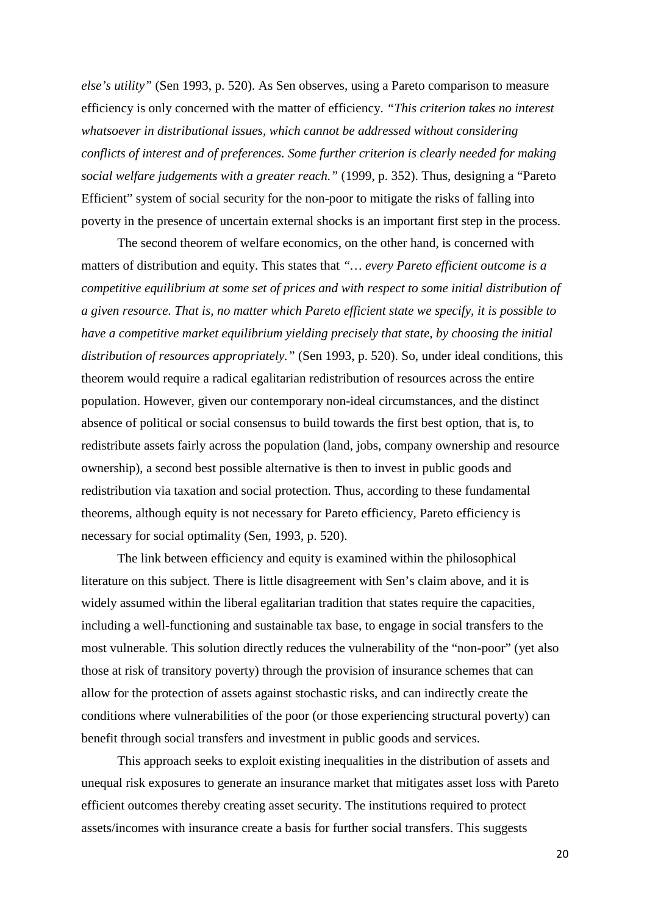*else's utility"* (Sen 1993, p. 520). As Sen observes, using a Pareto comparison to measure efficiency is only concerned with the matter of efficiency. *"This criterion takes no interest whatsoever in distributional issues, which cannot be addressed without considering conflicts of interest and of preferences. Some further criterion is clearly needed for making social welfare judgements with a greater reach."* (1999, p. 352). Thus, designing a "Pareto Efficient" system of social security for the non-poor to mitigate the risks of falling into poverty in the presence of uncertain external shocks is an important first step in the process.

The second theorem of welfare economics, on the other hand, is concerned with matters of distribution and equity. This states that *"… every Pareto efficient outcome is a competitive equilibrium at some set of prices and with respect to some initial distribution of a given resource. That is, no matter which Pareto efficient state we specify, it is possible to have a competitive market equilibrium yielding precisely that state, by choosing the initial distribution of resources appropriately."* (Sen 1993, p. 520). So, under ideal conditions, this theorem would require a radical egalitarian redistribution of resources across the entire population. However, given our contemporary non-ideal circumstances, and the distinct absence of political or social consensus to build towards the first best option, that is, to redistribute assets fairly across the population (land, jobs, company ownership and resource ownership), a second best possible alternative is then to invest in public goods and redistribution via taxation and social protection. Thus, according to these fundamental theorems, although equity is not necessary for Pareto efficiency, Pareto efficiency is necessary for social optimality (Sen, 1993, p. 520).

The link between efficiency and equity is examined within the philosophical literature on this subject. There is little disagreement with Sen's claim above, and it is widely assumed within the liberal egalitarian tradition that states require the capacities, including a well-functioning and sustainable tax base, to engage in social transfers to the most vulnerable. This solution directly reduces the vulnerability of the "non-poor" (yet also those at risk of transitory poverty) through the provision of insurance schemes that can allow for the protection of assets against stochastic risks, and can indirectly create the conditions where vulnerabilities of the poor (or those experiencing structural poverty) can benefit through social transfers and investment in public goods and services.

This approach seeks to exploit existing inequalities in the distribution of assets and unequal risk exposures to generate an insurance market that mitigates asset loss with Pareto efficient outcomes thereby creating asset security. The institutions required to protect assets/incomes with insurance create a basis for further social transfers. This suggests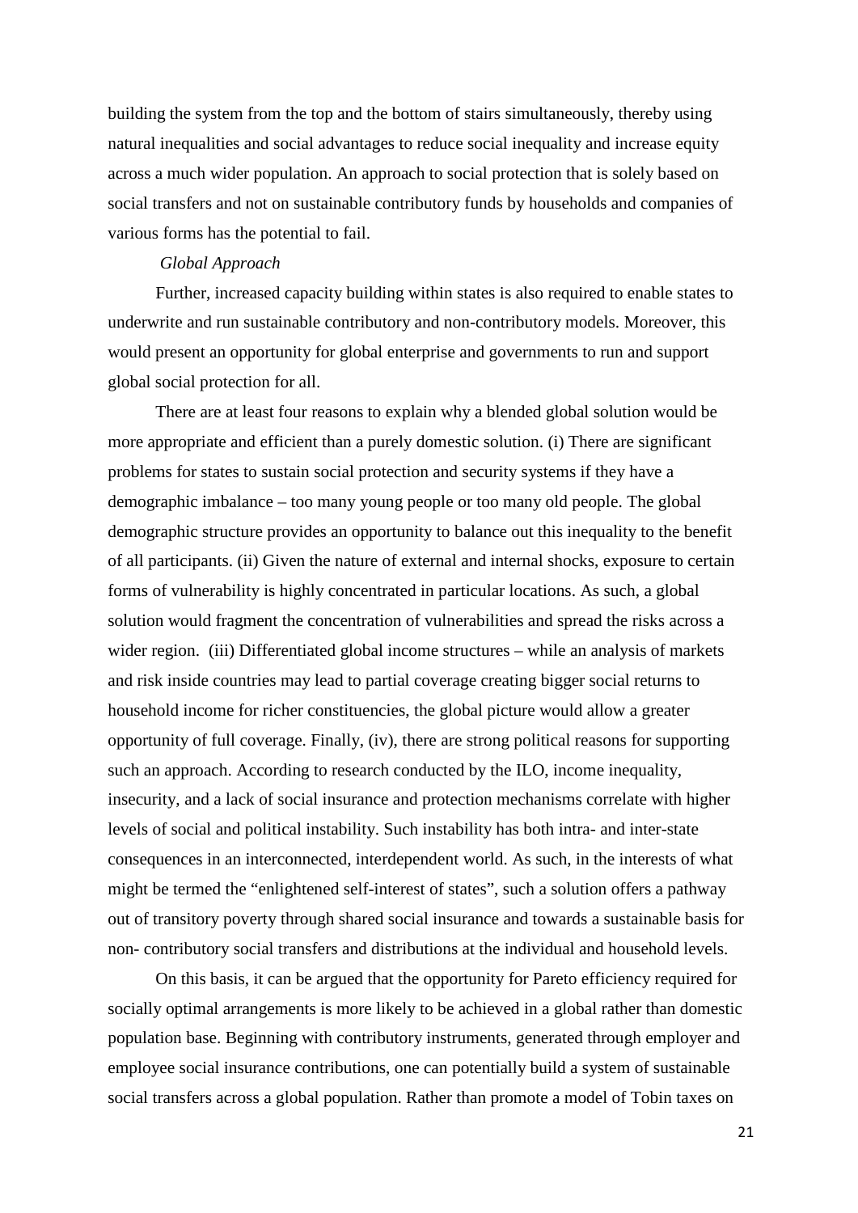building the system from the top and the bottom of stairs simultaneously, thereby using natural inequalities and social advantages to reduce social inequality and increase equity across a much wider population. An approach to social protection that is solely based on social transfers and not on sustainable contributory funds by households and companies of various forms has the potential to fail.

*Global Approach*

Further, increased capacity building within states is also required to enable states to underwrite and run sustainable contributory and non-contributory models. Moreover, this would present an opportunity for global enterprise and governments to run and support global social protection for all.

There are at least four reasons to explain why a blended global solution would be more appropriate and efficient than a purely domestic solution. (i) There are significant problems for states to sustain social protection and security systems if they have a demographic imbalance – too many young people or too many old people. The global demographic structure provides an opportunity to balance out this inequality to the benefit of all participants. (ii) Given the nature of external and internal shocks, exposure to certain forms of vulnerability is highly concentrated in particular locations. As such, a global solution would fragment the concentration of vulnerabilities and spread the risks across a wider region. (iii) Differentiated global income structures – while an analysis of markets and risk inside countries may lead to partial coverage creating bigger social returns to household income for richer constituencies, the global picture would allow a greater opportunity of full coverage. Finally, (iv), there are strong political reasons for supporting such an approach. According to research conducted by the ILO, income inequality, insecurity, and a lack of social insurance and protection mechanisms correlate with higher levels of social and political instability. Such instability has both intra- and inter-state consequences in an interconnected, interdependent world. As such, in the interests of what might be termed the "enlightened self-interest of states", such a solution offers a pathway out of transitory poverty through shared social insurance and towards a sustainable basis for non- contributory social transfers and distributions at the individual and household levels.

On this basis, it can be argued that the opportunity for Pareto efficiency required for socially optimal arrangements is more likely to be achieved in a global rather than domestic population base. Beginning with contributory instruments, generated through employer and employee social insurance contributions, one can potentially build a system of sustainable social transfers across a global population. Rather than promote a model of Tobin taxes on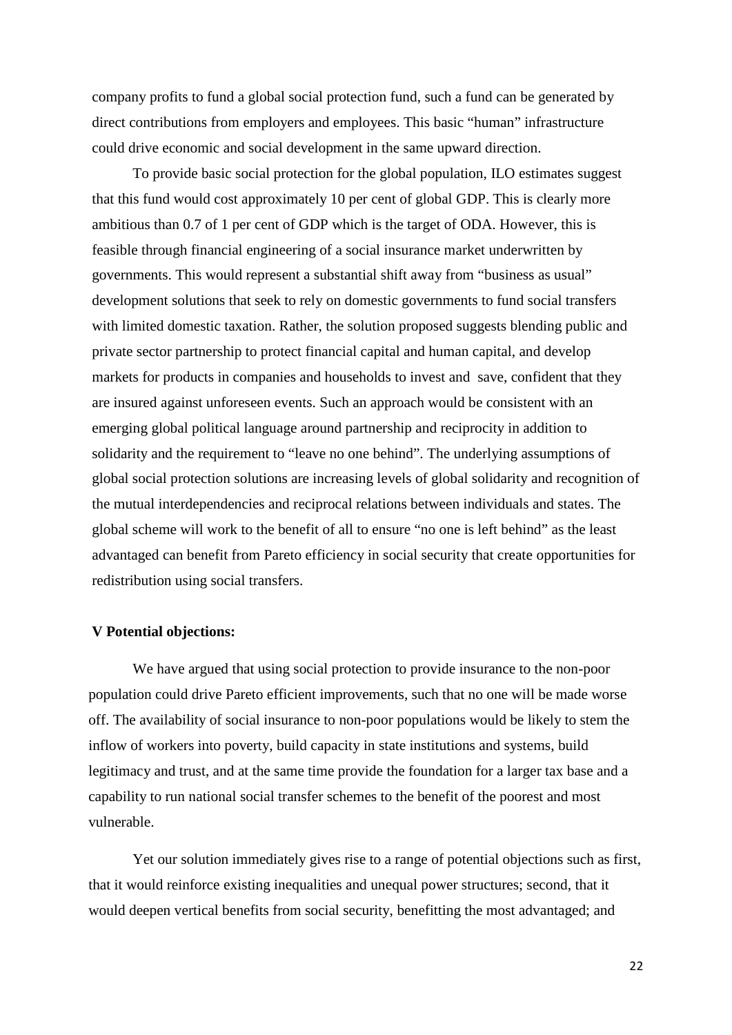company profits to fund a global social protection fund, such a fund can be generated by direct contributions from employers and employees. This basic "human" infrastructure could drive economic and social development in the same upward direction.

To provide basic social protection for the global population, ILO estimates suggest that this fund would cost approximately 10 per cent of global GDP. This is clearly more ambitious than 0.7 of 1 per cent of GDP which is the target of ODA. However, this is feasible through financial engineering of a social insurance market underwritten by governments. This would represent a substantial shift away from "business as usual" development solutions that seek to rely on domestic governments to fund social transfers with limited domestic taxation. Rather, the solution proposed suggests blending public and private sector partnership to protect financial capital and human capital, and develop markets for products in companies and households to invest and save, confident that they are insured against unforeseen events. Such an approach would be consistent with an emerging global political language around partnership and reciprocity in addition to solidarity and the requirement to "leave no one behind". The underlying assumptions of global social protection solutions are increasing levels of global solidarity and recognition of the mutual interdependencies and reciprocal relations between individuals and states. The global scheme will work to the benefit of all to ensure "no one is left behind" as the least advantaged can benefit from Pareto efficiency in social security that create opportunities for redistribution using social transfers.

## V Potential objections:

We have argued that using social protection to provide insurance to the non-poor population could drive Pareto efficient improvements, such that no one will be made worse off. The availability of social insurance to non-poor populations would be likely to stem the inflow of workers into poverty, build capacity in state institutions and systems, build legitimacy and trust, and at the same time provide the foundation for a larger tax base and a capability to run national social transfer schemes to the benefit of the poorest and most vulnerable.

Yet our solution immediately gives rise to a range of potential objections such as first, that it would reinforce existing inequalities and unequal power structures; second, that it would deepen vertical benefits from social security, benefitting the most advantaged; and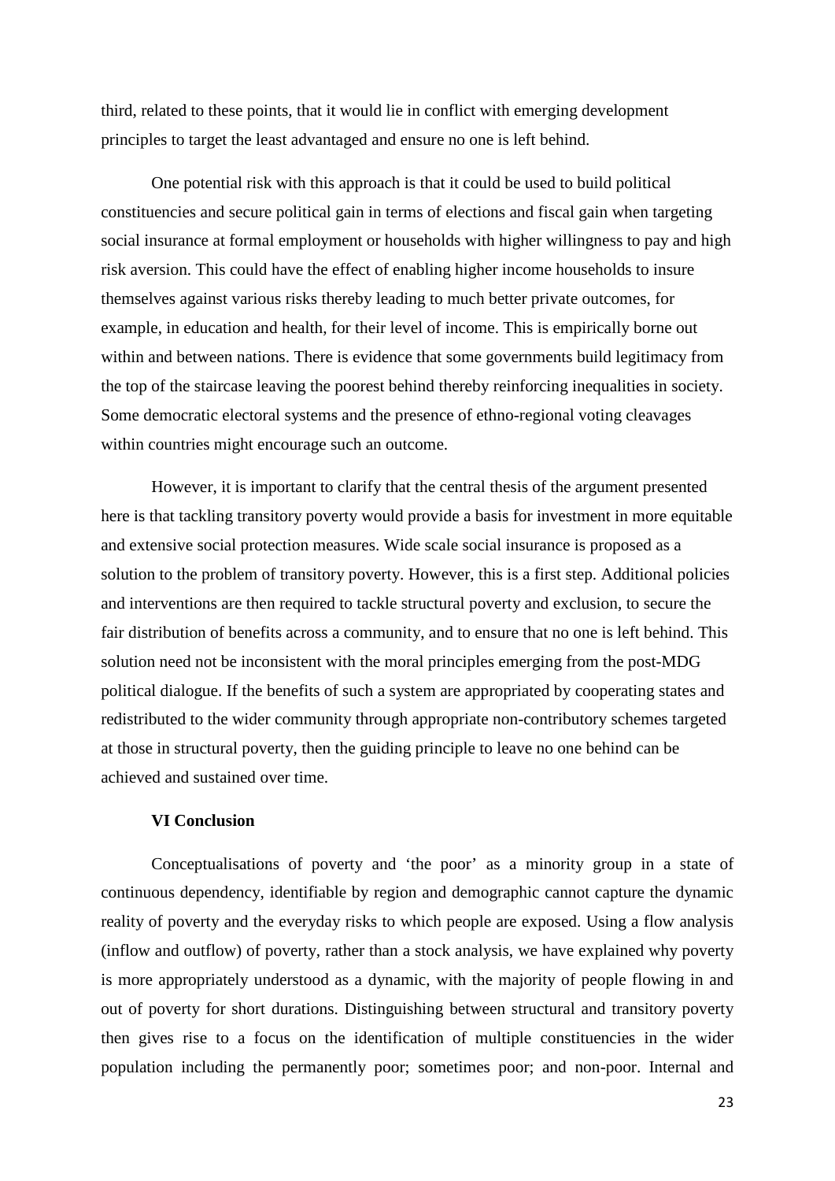third, related to these points, that it would lie in conflict with emerging development principles to target the least advantaged and ensure no one is left behind.

One potential risk with this approach is that it could be used to build political constituencies and secure political gain in terms of elections and fiscal gain when targeting social insurance at formal employment or households with higher willingness to pay and high risk aversion. This could have the effect of enabling higher income households to insure themselves against various risks thereby leading to much better private outcomes, for example, in education and health, for their level of income. This is empirically borne out within and between nations. There is evidence that some governments build legitimacy from the top of the staircase leaving the poorest behind thereby reinforcing inequalities in society. Some democratic electoral systems and the presence of ethno-regional voting cleavages within countries might encourage such an outcome.

However, it is important to clarify that the central thesis of the argument presented here is that tackling transitory poverty would provide a basis for investment in more equitable and extensive social protection measures. Wide scale social insurance is proposed as a solution to the problem of transitory poverty. However, this is a first step. Additional policies and interventions are then required to tackle structural poverty and exclusion, to secure the fair distribution of benefits across a community, and to ensure that no one is left behind. This solution need not be inconsistent with the moral principles emerging from the post-MDG political dialogue. If the benefits of such a system are appropriated by cooperating states and redistributed to the wider community through appropriate non-contributory schemes targeted at those in structural poverty, then the guiding principle to leave no one behind can be achieved and sustained over time.

## VI Conclusion

Conceptualisations of poverty and 'the poor' as a minority group in a state of continuous dependency, identifiable by region and demographic cannot capture the dynamic reality of poverty and the everyday risks to which people are exposed. Using a flow analysis (inflow and outflow) of poverty, rather than a stock analysis, we have explained why poverty is more appropriately understood as a dynamic, with the majority of people flowing in and out of poverty for short durations. Distinguishing between structural and transitory poverty then gives rise to a focus on the identification of multiple constituencies in the wider population including the permanently poor; sometimes poor; and non-poor. Internal and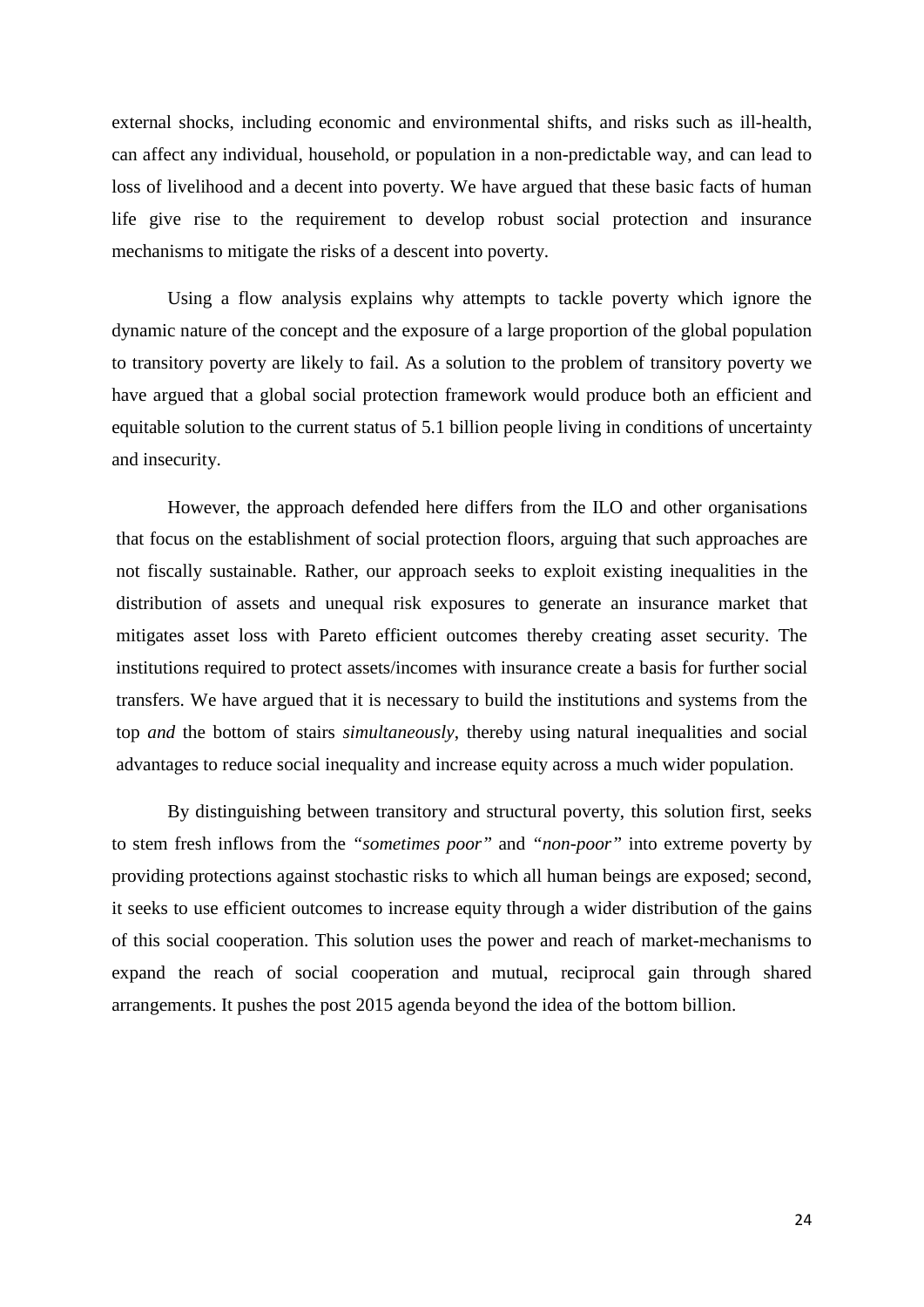external shocks, including economic and environmental shifts, and risks such as ill-health, can affect any individual, household, or population in a non-predictable way, and can lead to loss of livelihood and a decent into poverty. We have argued that these basic facts of human life give rise to the requirement to develop robust social protection and insurance mechanisms to mitigate the risks of a descent into poverty.

Using a flow analysis explains why attempts to tackle poverty which ignore the dynamic nature of the concept and the exposure of a large proportion of the global population to transitory poverty are likely to fail. As a solution to the problem of transitory poverty we have argued that a global social protection framework would produce both an efficient and equitable solution to the current status of 5.1 billion people living in conditions of uncertainty and insecurity.

However, the approach defended here differs from the ILO and other organisations that focus on the establishment of social protection floors, arguing that such approaches are not fiscally sustainable. Rather, our approach seeks to exploit existing inequalities in the distribution of assets and unequal risk exposures to generate an insurance market that mitigates asset loss with Pareto efficient outcomes thereby creating asset security. The institutions required to protect assets/incomes with insurance create a basis for further social transfers. We have argued that it is necessary to build the institutions and systems from the top *and* the bottom of stairs *simultaneously*, thereby using natural inequalities and social advantages to reduce social inequality and increase equity across a much wider population.

By distinguishing between transitory and structural poverty, this solution first, seeks to stem fresh inflows from the *"sometimes poor"* and *"non-poor"* into extreme poverty by providing protections against stochastic risks to which all human beings are exposed; second, it seeks to use efficient outcomes to increase equity through a wider distribution of the gains of this social cooperation. This solution uses the power and reach of market-mechanisms to expand the reach of social cooperation and mutual, reciprocal gain through shared arrangements. It pushes the post 2015 agenda beyond the idea of the bottom billion.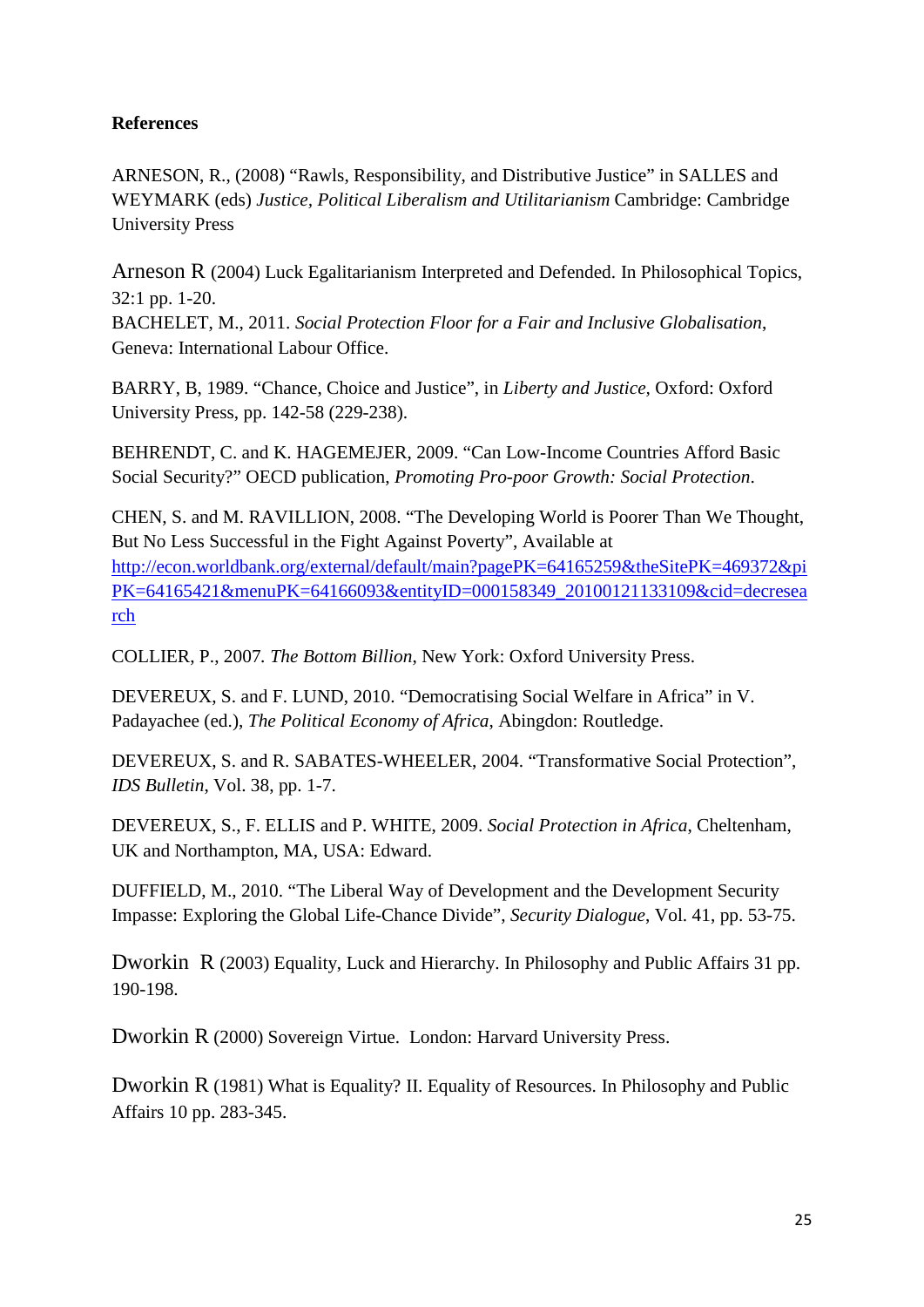**References**

ARNESON, R., (2008) "Rawls, Responsibility, and Distributive Justice" in SALLES and WEYMARK (eds) *Justice, Political Liberalism and Utilitarianism* Cambridge: Cambridge University Press

Arneson R (2004) Luck Egalitarianism Interpreted and Defended. In Philosophical Topics, 32:1 pp. 1-20.

BACHELET, M., 2011. *Social Protection Floor for a Fair and Inclusive Globalisation*, Geneva: International Labour Office.

BARRY, B, 1989. "Chance, Choice and Justice", in *Liberty and Justice*, Oxford: Oxford University Press, pp. 142-58 (229-238).

BEHRENDT, C. and K. HAGEMEJER, 2009. "Can Low-Income Countries Afford Basic Social Security?" OECD publication, *Promoting Pro-poor Growth: Social Protection*.

CHEN, S. and M. RAVILLION, 2008. "The Developing World is Poorer Than We Thought, But No Less Successful in the Fight Against Poverty", Available at http://econ.worldbank.org/external/default/main?pagePK=64165259&theSitePK=469372&piPK=64165421&menuPK=64166093&entityID=000158349_20100121133109&cid=decresearch

COLLIER, P., 2007. *The Bottom Billion*, New York: Oxford University Press.

DEVEREUX, S. and F. LUND, 2010. "Democratising Social Welfare in Africa" in V. Padayachee (ed.), *The Political Economy of Africa*, Abingdon: Routledge.

DEVEREUX, S. and R. SABATES-WHEELER, 2004. "Transformative Social Protection", *IDS Bulletin*, Vol. 38, pp. 1-7.

DEVEREUX, S., F. ELLIS and P. WHITE, 2009. *Social Protection in Africa*, Cheltenham, UK and Northampton, MA, USA: Edward.

DUFFIELD, M., 2010. "The Liberal Way of Development and the Development Security Impasse: Exploring the Global Life-Chance Divide", *Security Dialogue*, Vol. 41, pp. 53-75.

Dworkin R (2003) Equality, Luck and Hierarchy. In Philosophy and Public Affairs 31 pp. 190-198.

Dworkin R (2000) Sovereign Virtue. London: Harvard University Press.

Dworkin R (1981) What is Equality? II. Equality of Resources. In Philosophy and Public Affairs 10 pp. 283-345.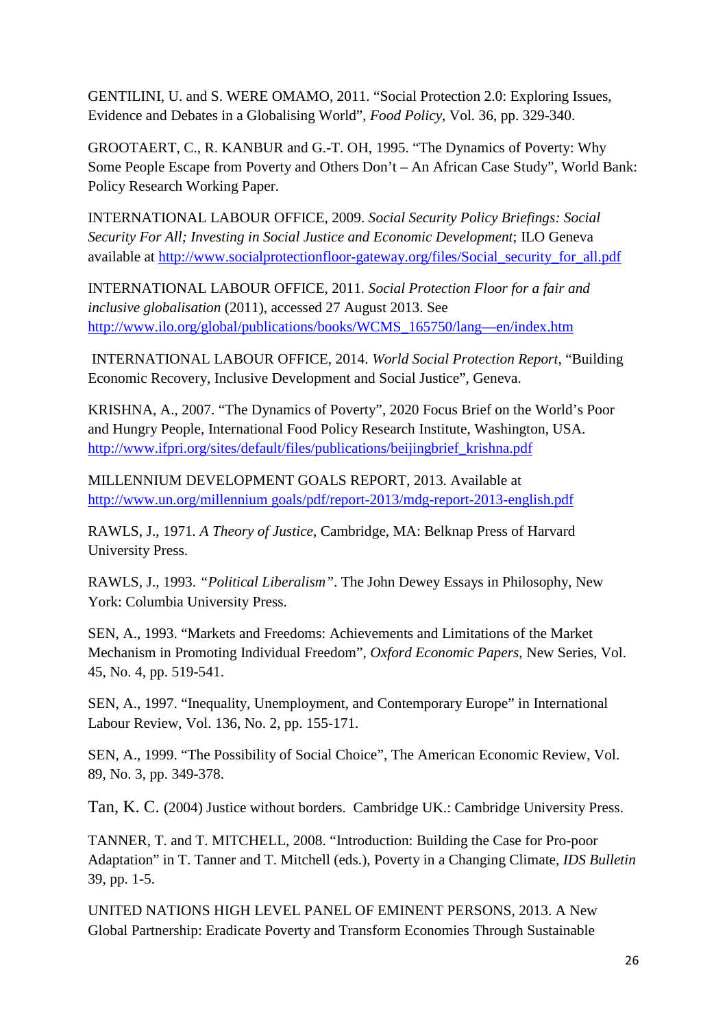GENTILINI, U. and S. WERE OMAMO, 2011. "Social Protection 2.0: Exploring Issues, Evidence and Debates in a Globalising World", *Food Policy*, Vol. 36, pp. 329-340.

GROOTAERT, C., R. KANBUR and G.-T. OH, 1995. "The Dynamics of Poverty: Why Some People Escape from Poverty and Others Don't – An African Case Study", World Bank: Policy Research Working Paper.

INTERNATIONAL LABOUR OFFICE, 2009. *Social Security Policy Briefings: Social Security For All; Investing in Social Justice and Economic Development*; ILO Geneva available at http://www.socialprotectionfloor-gateway.org/files/Social_security_for_all.pdf

INTERNATIONAL LABOUR OFFICE, 2011. *Social Protection Floor for a fair and inclusive globalisation* (2011), accessed 27 August 2013. See http://www.ilo.org/global/publications/books/WCMS_165750/lang—en/index.htm

INTERNATIONAL LABOUR OFFICE, 2014. *World Social Protection Report*, "Building Economic Recovery, Inclusive Development and Social Justice", Geneva.

KRISHNA, A., 2007. "The Dynamics of Poverty", 2020 Focus Brief on the World's Poor and Hungry People, International Food Policy Research Institute, Washington, USA. http://www.ifpri.org/sites/default/files/publications/beijingbrief_krishna.pdf

MILLENNIUM DEVELOPMENT GOALS REPORT, 2013. Available at http://www.un.org/millennium goals/pdf/report-2013/mdg-report-2013-english.pdf

RAWLS, J., 1971. *A Theory of Justice*, Cambridge, MA: Belknap Press of Harvard University Press.

RAWLS, J., 1993. *"Political Liberalism"*. The John Dewey Essays in Philosophy, New York: Columbia University Press.

SEN, A., 1993. "Markets and Freedoms: Achievements and Limitations of the Market Mechanism in Promoting Individual Freedom", *Oxford Economic Papers*, New Series, Vol. 45, No. 4, pp. 519-541.

SEN, A., 1997. "Inequality, Unemployment, and Contemporary Europe" in International Labour Review, Vol. 136, No. 2, pp. 155-171.

SEN, A., 1999. "The Possibility of Social Choice", The American Economic Review, Vol. 89, No. 3, pp. 349-378.

Tan, K. C. (2004) Justice without borders. Cambridge UK.: Cambridge University Press.

TANNER, T. and T. MITCHELL, 2008. "Introduction: Building the Case for Pro-poor Adaptation" in T. Tanner and T. Mitchell (eds.), Poverty in a Changing Climate, *IDS Bulletin* 39, pp. 1-5.

UNITED NATIONS HIGH LEVEL PANEL OF EMINENT PERSONS, 2013. A New Global Partnership: Eradicate Poverty and Transform Economies Through Sustainable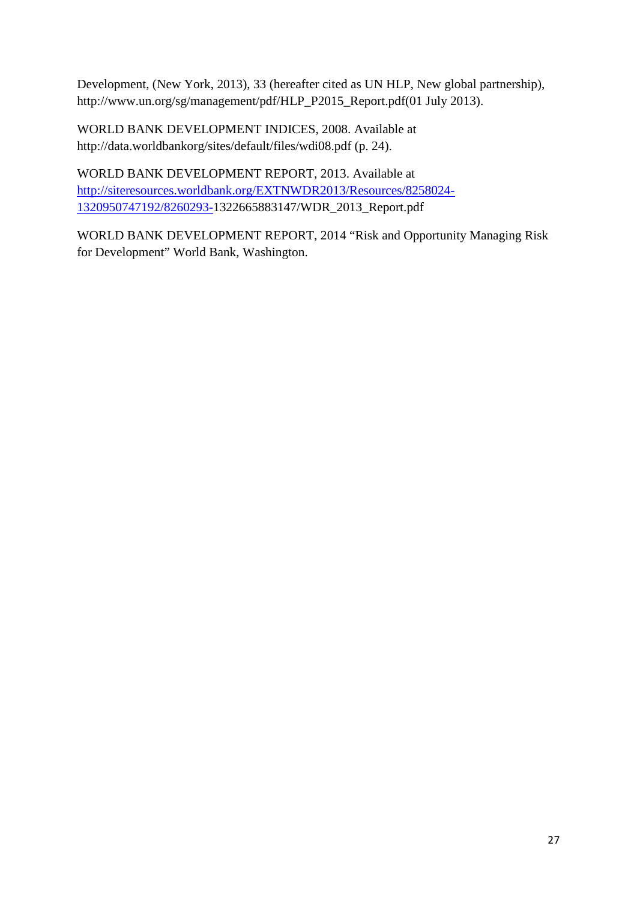Development, (New York, 2013), 33 (hereafter cited as UN HLP, New global partnership), http://www.un.org/sg/management/pdf/HLP_P2015_Report.pdf(01 July 2013).

WORLD BANK DEVELOPMENT INDICES, 2008. Available at http://data.worldbankorg/sites/default/files/wdi08.pdf (p. 24).

WORLD BANK DEVELOPMENT REPORT, 2013. Available at http://siteresources.worldbank.org/EXTNWDR2013/Resources/8258024-1320950747192/8260293-1322665883147/WDR_2013_Report.pdf

WORLD BANK DEVELOPMENT REPORT, 2014 "Risk and Opportunity Managing Risk for Development" World Bank, Washington.